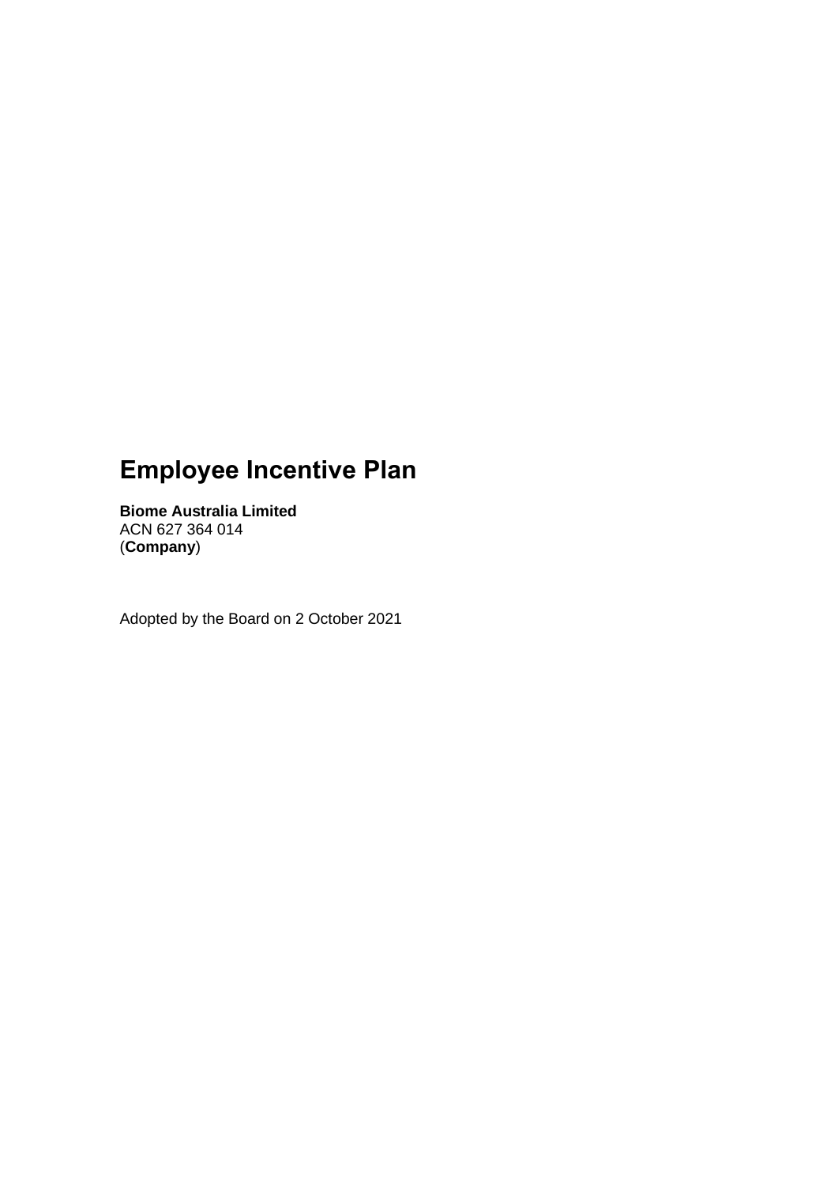# Employee Incentive Plan

**Biome Australia Limited**
ACN 627 364 014
(**Company**)

Adopted by the Board on 2 October 2021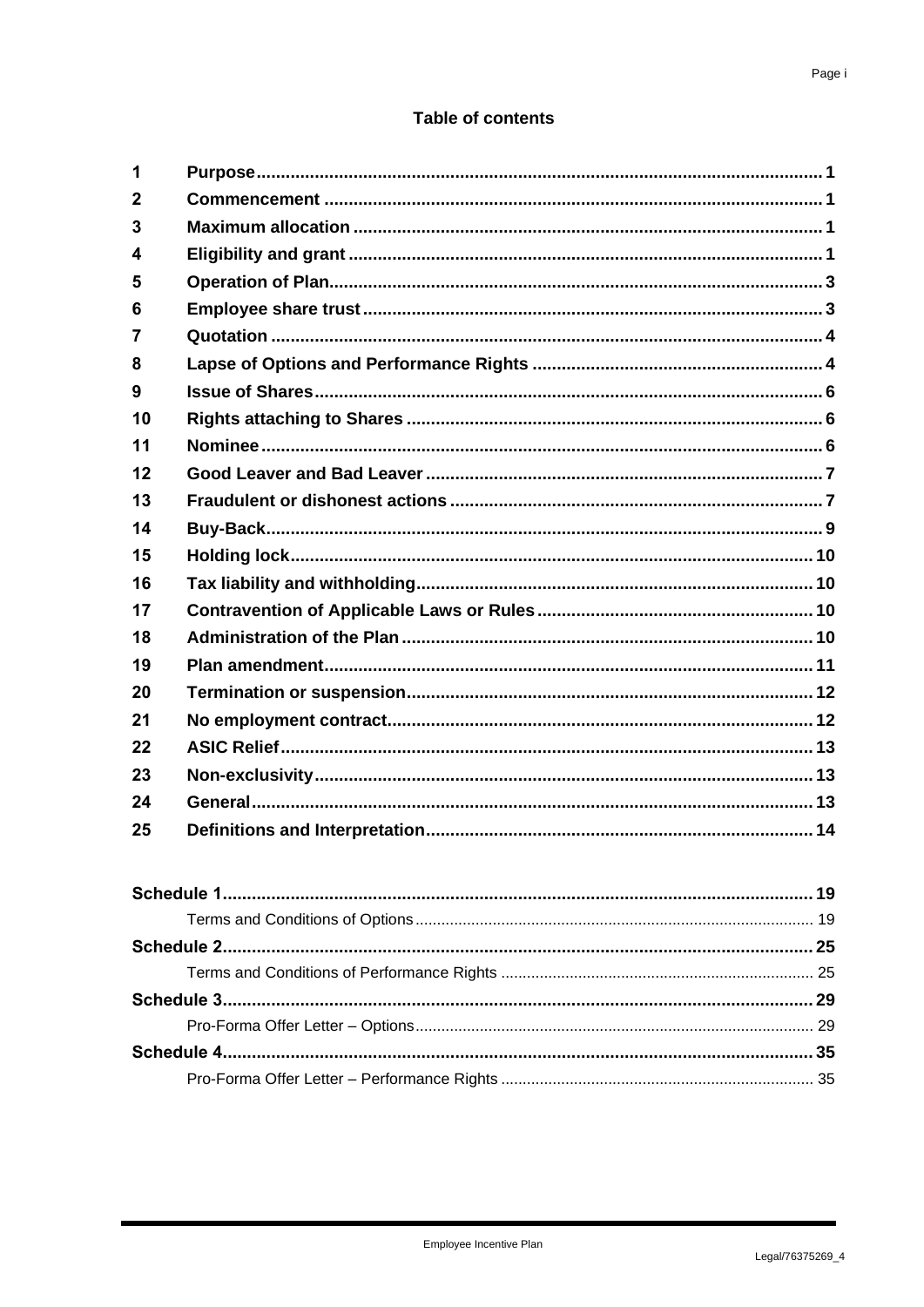## Table of contents

| | | |
|---|---|---|
| 1 | **Purpose** | 1 |
| 2 | **Commencement** | 1 |
| 3 | **Maximum allocation** | 1 |
| 4 | **Eligibility and grant** | 1 |
| 5 | **Operation of Plan** | 3 |
| 6 | **Employee share trust** | 3 |
| 7 | **Quotation** | 4 |
| 8 | **Lapse of Options and Performance Rights** | 4 |
| 9 | **Issue of Shares** | 6 |
| 10 | **Rights attaching to Shares** | 6 |
| 11 | **Nominee** | 6 |
| 12 | **Good Leaver and Bad Leaver** | 7 |
| 13 | **Fraudulent or dishonest actions** | 7 |
| 14 | **Buy-Back** | 9 |
| 15 | **Holding lock** | 10 |
| 16 | **Tax liability and withholding** | 10 |
| 17 | **Contravention of Applicable Laws or Rules** | 10 |
| 18 | **Administration of the Plan** | 10 |
| 19 | **Plan amendment** | 11 |
| 20 | **Termination or suspension** | 12 |
| 21 | **No employment contract** | 12 |
| 22 | **ASIC Relief** | 13 |
| 23 | **Non-exclusivity** | 13 |
| 24 | **General** | 13 |
| 25 | **Definitions and Interpretation** | 14 |

| | |
|---|---|
| **Schedule 1** | **19** |
| Terms and Conditions of Options | 19 |
| **Schedule 2** | **25** |
| Terms and Conditions of Performance Rights | 25 |
| **Schedule 3** | **29** |
| Pro-Forma Offer Letter – Options | 29 |
| **Schedule 4** | **35** |
| Pro-Forma Offer Letter – Performance Rights | 35 |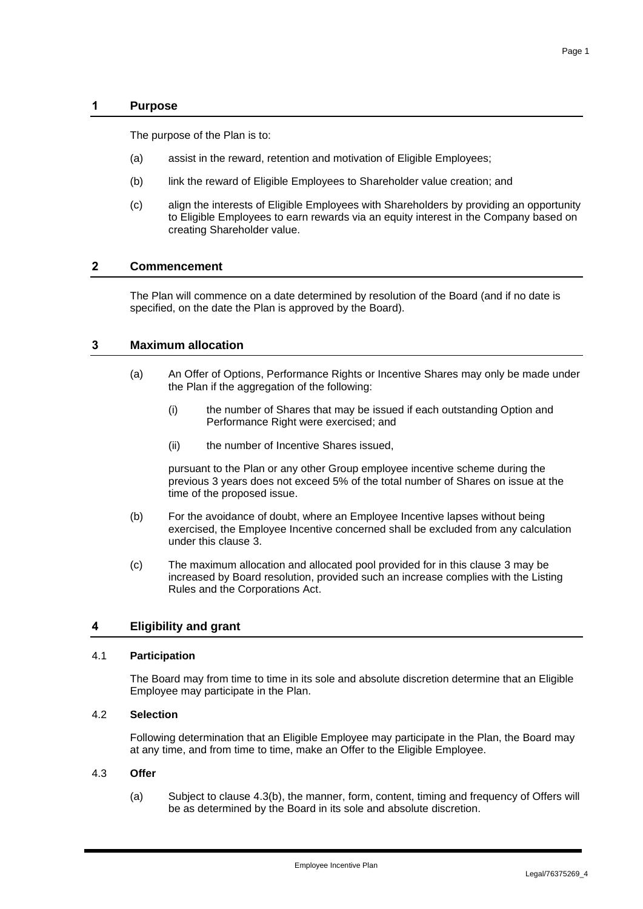## 1 Purpose

The purpose of the Plan is to:

(a) assist in the reward, retention and motivation of Eligible Employees;

(b) link the reward of Eligible Employees to Shareholder value creation; and

(c) align the interests of Eligible Employees with Shareholders by providing an opportunity to Eligible Employees to earn rewards via an equity interest in the Company based on creating Shareholder value.

## 2 Commencement

The Plan will commence on a date determined by resolution of the Board (and if no date is specified, on the date the Plan is approved by the Board).

## 3 Maximum allocation

(a) An Offer of Options, Performance Rights or Incentive Shares may only be made under the Plan if the aggregation of the following:

(i) the number of Shares that may be issued if each outstanding Option and Performance Right were exercised; and

(ii) the number of Incentive Shares issued,

pursuant to the Plan or any other Group employee incentive scheme during the previous 3 years does not exceed 5% of the total number of Shares on issue at the time of the proposed issue.

(b) For the avoidance of doubt, where an Employee Incentive lapses without being exercised, the Employee Incentive concerned shall be excluded from any calculation under this clause 3.

(c) The maximum allocation and allocated pool provided for in this clause 3 may be increased by Board resolution, provided such an increase complies with the Listing Rules and the Corporations Act.

## 4 Eligibility and grant

### 4.1 Participation

The Board may from time to time in its sole and absolute discretion determine that an Eligible Employee may participate in the Plan.

### 4.2 Selection

Following determination that an Eligible Employee may participate in the Plan, the Board may at any time, and from time to time, make an Offer to the Eligible Employee.

### 4.3 Offer

(a) Subject to clause 4.3(b), the manner, form, content, timing and frequency of Offers will be as determined by the Board in its sole and absolute discretion.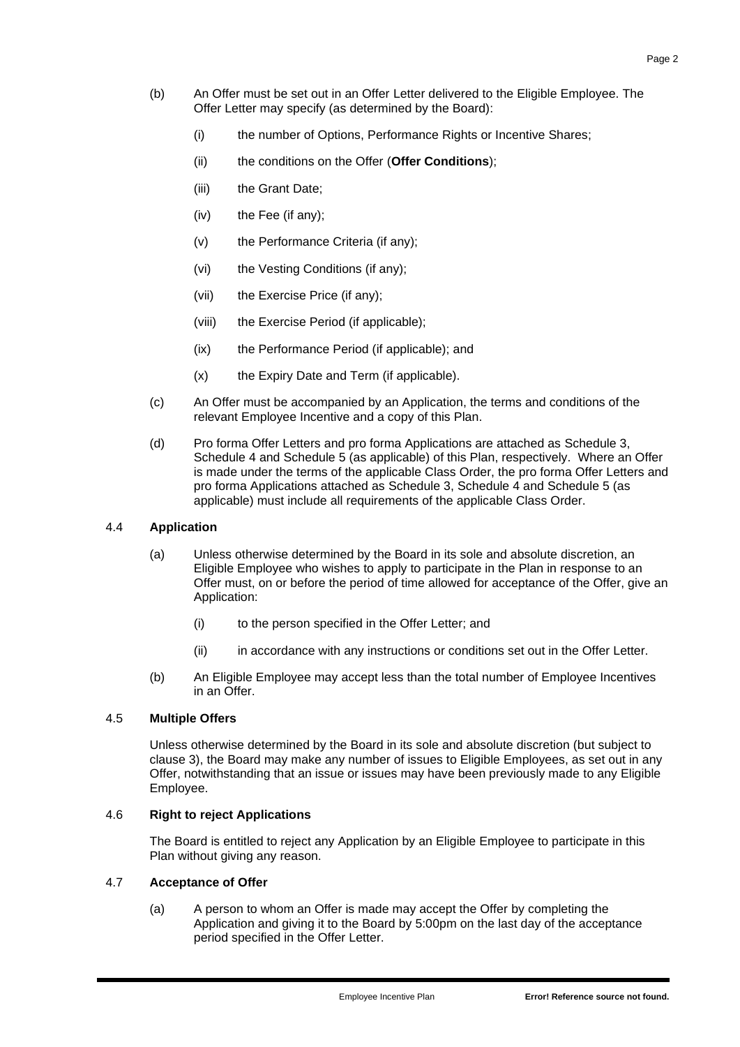(b) An Offer must be set out in an Offer Letter delivered to the Eligible Employee. The Offer Letter may specify (as determined by the Board):

   (i) the number of Options, Performance Rights or Incentive Shares;

   (ii) the conditions on the Offer (**Offer Conditions**);

   (iii) the Grant Date;

   (iv) the Fee (if any);

   (v) the Performance Criteria (if any);

   (vi) the Vesting Conditions (if any);

   (vii) the Exercise Price (if any);

   (viii) the Exercise Period (if applicable);

   (ix) the Performance Period (if applicable); and

   (x) the Expiry Date and Term (if applicable).

(c) An Offer must be accompanied by an Application, the terms and conditions of the relevant Employee Incentive and a copy of this Plan.

(d) Pro forma Offer Letters and pro forma Applications are attached as Schedule 3, Schedule 4 and Schedule 5 (as applicable) of this Plan, respectively. Where an Offer is made under the terms of the applicable Class Order, the pro forma Offer Letters and pro forma Applications attached as Schedule 3, Schedule 4 and Schedule 5 (as applicable) must include all requirements of the applicable Class Order.

### 4.4 **Application**

(a) Unless otherwise determined by the Board in its sole and absolute discretion, an Eligible Employee who wishes to apply to participate in the Plan in response to an Offer must, on or before the period of time allowed for acceptance of the Offer, give an Application:

   (i) to the person specified in the Offer Letter; and

   (ii) in accordance with any instructions or conditions set out in the Offer Letter.

(b) An Eligible Employee may accept less than the total number of Employee Incentives in an Offer.

### 4.5 **Multiple Offers**

Unless otherwise determined by the Board in its sole and absolute discretion (but subject to clause 3), the Board may make any number of issues to Eligible Employees, as set out in any Offer, notwithstanding that an issue or issues may have been previously made to any Eligible Employee.

### 4.6 **Right to reject Applications**

The Board is entitled to reject any Application by an Eligible Employee to participate in this Plan without giving any reason.

### 4.7 **Acceptance of Offer**

(a) A person to whom an Offer is made may accept the Offer by completing the Application and giving it to the Board by 5:00pm on the last day of the acceptance period specified in the Offer Letter.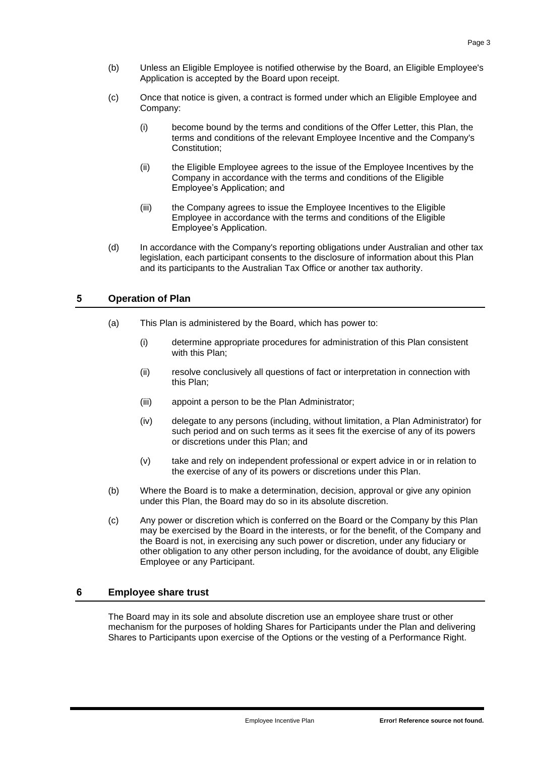(b) Unless an Eligible Employee is notified otherwise by the Board, an Eligible Employee's Application is accepted by the Board upon receipt.

(c) Once that notice is given, a contract is formed under which an Eligible Employee and Company:

  (i) become bound by the terms and conditions of the Offer Letter, this Plan, the terms and conditions of the relevant Employee Incentive and the Company's Constitution;

  (ii) the Eligible Employee agrees to the issue of the Employee Incentives by the Company in accordance with the terms and conditions of the Eligible Employee's Application; and

  (iii) the Company agrees to issue the Employee Incentives to the Eligible Employee in accordance with the terms and conditions of the Eligible Employee's Application.

(d) In accordance with the Company's reporting obligations under Australian and other tax legislation, each participant consents to the disclosure of information about this Plan and its participants to the Australian Tax Office or another tax authority.

## 5 Operation of Plan

(a) This Plan is administered by the Board, which has power to:

  (i) determine appropriate procedures for administration of this Plan consistent with this Plan;

  (ii) resolve conclusively all questions of fact or interpretation in connection with this Plan;

  (iii) appoint a person to be the Plan Administrator;

  (iv) delegate to any persons (including, without limitation, a Plan Administrator) for such period and on such terms as it sees fit the exercise of any of its powers or discretions under this Plan; and

  (v) take and rely on independent professional or expert advice in or in relation to the exercise of any of its powers or discretions under this Plan.

(b) Where the Board is to make a determination, decision, approval or give any opinion under this Plan, the Board may do so in its absolute discretion.

(c) Any power or discretion which is conferred on the Board or the Company by this Plan may be exercised by the Board in the interests, or for the benefit, of the Company and the Board is not, in exercising any such power or discretion, under any fiduciary or other obligation to any other person including, for the avoidance of doubt, any Eligible Employee or any Participant.

## 6 Employee share trust

The Board may in its sole and absolute discretion use an employee share trust or other mechanism for the purposes of holding Shares for Participants under the Plan and delivering Shares to Participants upon exercise of the Options or the vesting of a Performance Right.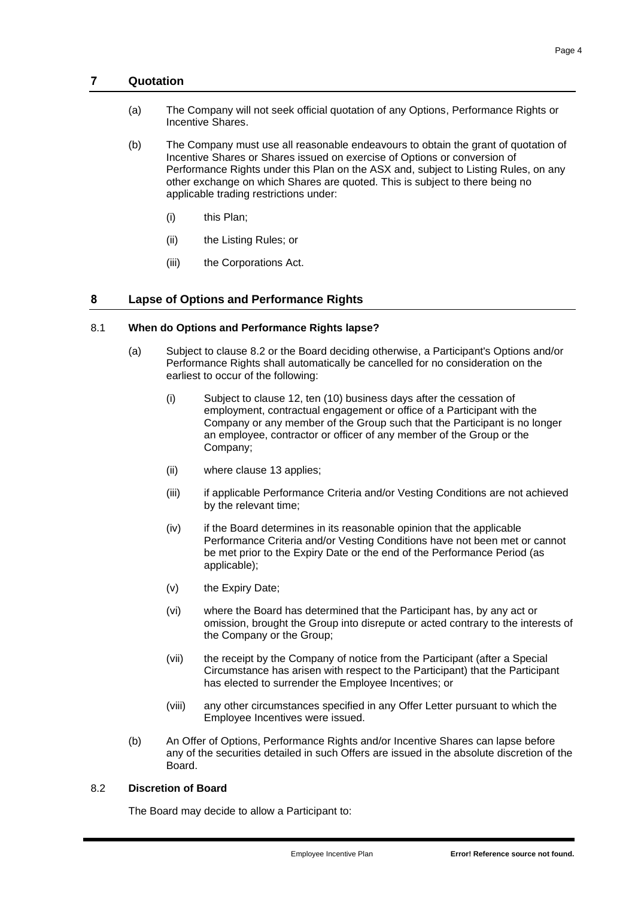## 7 Quotation

(a) The Company will not seek official quotation of any Options, Performance Rights or Incentive Shares.

(b) The Company must use all reasonable endeavours to obtain the grant of quotation of Incentive Shares or Shares issued on exercise of Options or conversion of Performance Rights under this Plan on the ASX and, subject to Listing Rules, on any other exchange on which Shares are quoted. This is subject to there being no applicable trading restrictions under:

(i) this Plan;

(ii) the Listing Rules; or

(iii) the Corporations Act.

## 8 Lapse of Options and Performance Rights

### 8.1 When do Options and Performance Rights lapse?

(a) Subject to clause 8.2 or the Board deciding otherwise, a Participant's Options and/or Performance Rights shall automatically be cancelled for no consideration on the earliest to occur of the following:

(i) Subject to clause 12, ten (10) business days after the cessation of employment, contractual engagement or office of a Participant with the Company or any member of the Group such that the Participant is no longer an employee, contractor or officer of any member of the Group or the Company;

(ii) where clause 13 applies;

(iii) if applicable Performance Criteria and/or Vesting Conditions are not achieved by the relevant time;

(iv) if the Board determines in its reasonable opinion that the applicable Performance Criteria and/or Vesting Conditions have not been met or cannot be met prior to the Expiry Date or the end of the Performance Period (as applicable);

(v) the Expiry Date;

(vi) where the Board has determined that the Participant has, by any act or omission, brought the Group into disrepute or acted contrary to the interests of the Company or the Group;

(vii) the receipt by the Company of notice from the Participant (after a Special Circumstance has arisen with respect to the Participant) that the Participant has elected to surrender the Employee Incentives; or

(viii) any other circumstances specified in any Offer Letter pursuant to which the Employee Incentives were issued.

(b) An Offer of Options, Performance Rights and/or Incentive Shares can lapse before any of the securities detailed in such Offers are issued in the absolute discretion of the Board.

### 8.2 Discretion of Board

The Board may decide to allow a Participant to: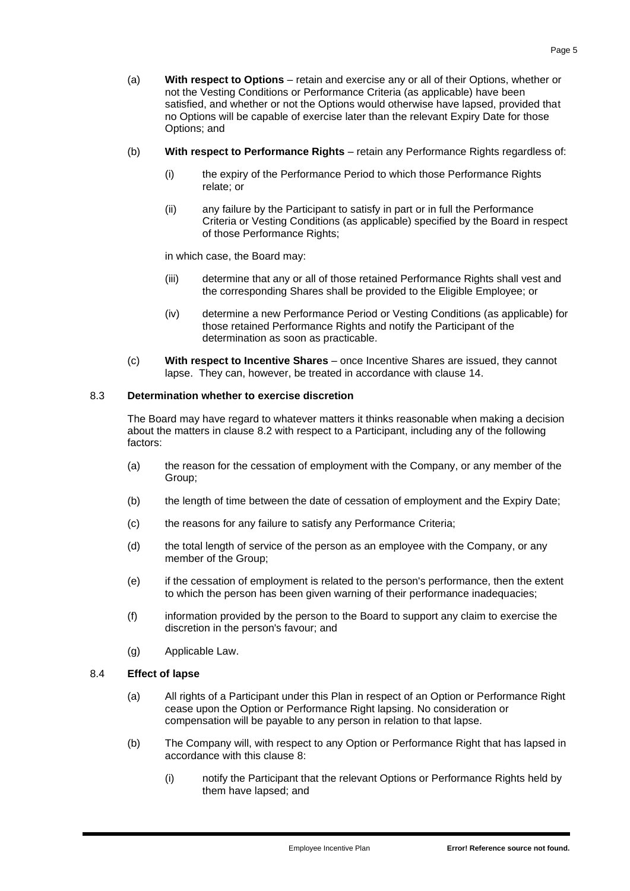(a) **With respect to Options** – retain and exercise any or all of their Options, whether or not the Vesting Conditions or Performance Criteria (as applicable) have been satisfied, and whether or not the Options would otherwise have lapsed, provided that no Options will be capable of exercise later than the relevant Expiry Date for those Options; and

(b) **With respect to Performance Rights** – retain any Performance Rights regardless of:

(i) the expiry of the Performance Period to which those Performance Rights relate; or

(ii) any failure by the Participant to satisfy in part or in full the Performance Criteria or Vesting Conditions (as applicable) specified by the Board in respect of those Performance Rights;

in which case, the Board may:

(iii) determine that any or all of those retained Performance Rights shall vest and the corresponding Shares shall be provided to the Eligible Employee; or

(iv) determine a new Performance Period or Vesting Conditions (as applicable) for those retained Performance Rights and notify the Participant of the determination as soon as practicable.

(c) **With respect to Incentive Shares** – once Incentive Shares are issued, they cannot lapse. They can, however, be treated in accordance with clause 14.

### 8.3 Determination whether to exercise discretion

The Board may have regard to whatever matters it thinks reasonable when making a decision about the matters in clause 8.2 with respect to a Participant, including any of the following factors:

(a) the reason for the cessation of employment with the Company, or any member of the Group;

(b) the length of time between the date of cessation of employment and the Expiry Date;

(c) the reasons for any failure to satisfy any Performance Criteria;

(d) the total length of service of the person as an employee with the Company, or any member of the Group;

(e) if the cessation of employment is related to the person's performance, then the extent to which the person has been given warning of their performance inadequacies;

(f) information provided by the person to the Board to support any claim to exercise the discretion in the person's favour; and

(g) Applicable Law.

### 8.4 Effect of lapse

(a) All rights of a Participant under this Plan in respect of an Option or Performance Right cease upon the Option or Performance Right lapsing. No consideration or compensation will be payable to any person in relation to that lapse.

(b) The Company will, with respect to any Option or Performance Right that has lapsed in accordance with this clause 8:

(i) notify the Participant that the relevant Options or Performance Rights held by them have lapsed; and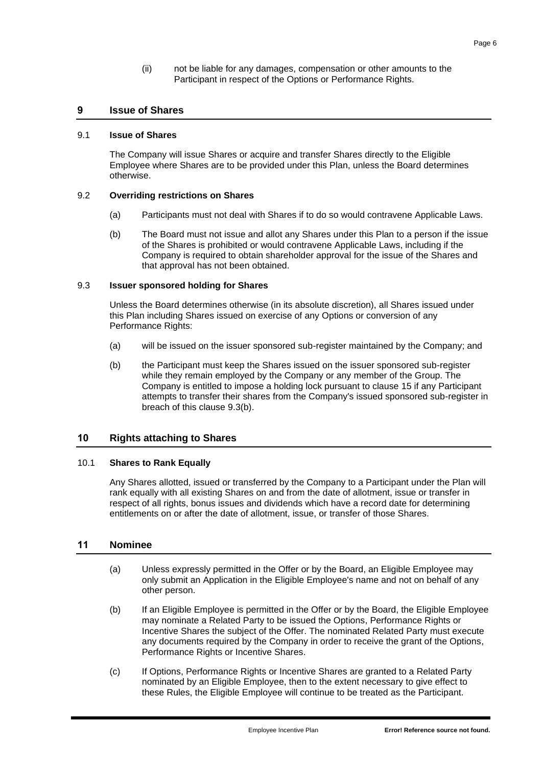(ii) not be liable for any damages, compensation or other amounts to the Participant in respect of the Options or Performance Rights.

## 9 Issue of Shares

### 9.1 Issue of Shares

The Company will issue Shares or acquire and transfer Shares directly to the Eligible Employee where Shares are to be provided under this Plan, unless the Board determines otherwise.

### 9.2 Overriding restrictions on Shares

(a) Participants must not deal with Shares if to do so would contravene Applicable Laws.

(b) The Board must not issue and allot any Shares under this Plan to a person if the issue of the Shares is prohibited or would contravene Applicable Laws, including if the Company is required to obtain shareholder approval for the issue of the Shares and that approval has not been obtained.

### 9.3 Issuer sponsored holding for Shares

Unless the Board determines otherwise (in its absolute discretion), all Shares issued under this Plan including Shares issued on exercise of any Options or conversion of any Performance Rights:

(a) will be issued on the issuer sponsored sub-register maintained by the Company; and

(b) the Participant must keep the Shares issued on the issuer sponsored sub-register while they remain employed by the Company or any member of the Group. The Company is entitled to impose a holding lock pursuant to clause 15 if any Participant attempts to transfer their shares from the Company's issued sponsored sub-register in breach of this clause 9.3(b).

## 10 Rights attaching to Shares

### 10.1 Shares to Rank Equally

Any Shares allotted, issued or transferred by the Company to a Participant under the Plan will rank equally with all existing Shares on and from the date of allotment, issue or transfer in respect of all rights, bonus issues and dividends which have a record date for determining entitlements on or after the date of allotment, issue, or transfer of those Shares.

## 11 Nominee

(a) Unless expressly permitted in the Offer or by the Board, an Eligible Employee may only submit an Application in the Eligible Employee's name and not on behalf of any other person.

(b) If an Eligible Employee is permitted in the Offer or by the Board, the Eligible Employee may nominate a Related Party to be issued the Options, Performance Rights or Incentive Shares the subject of the Offer. The nominated Related Party must execute any documents required by the Company in order to receive the grant of the Options, Performance Rights or Incentive Shares.

(c) If Options, Performance Rights or Incentive Shares are granted to a Related Party nominated by an Eligible Employee, then to the extent necessary to give effect to these Rules, the Eligible Employee will continue to be treated as the Participant.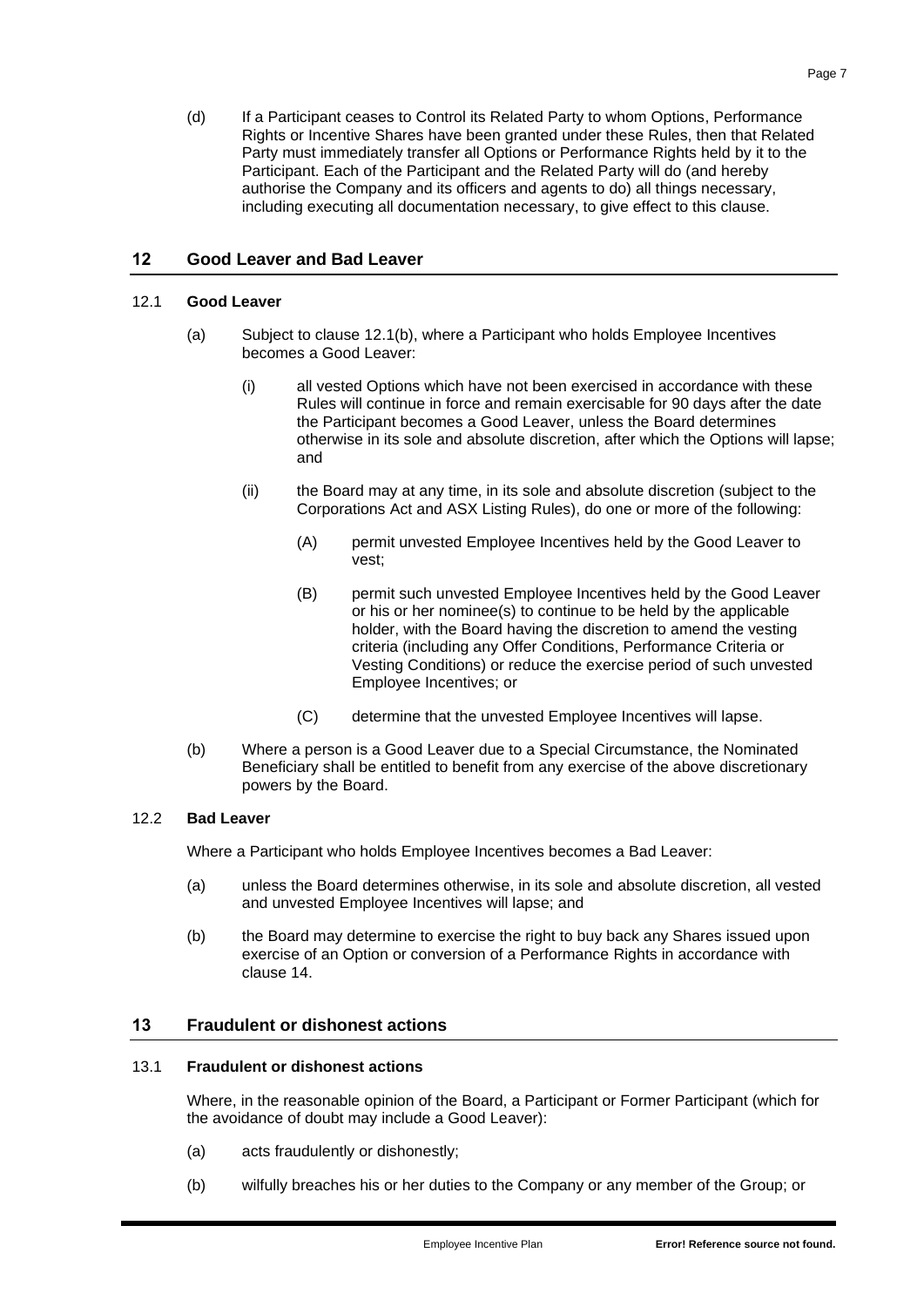(d) If a Participant ceases to Control its Related Party to whom Options, Performance Rights or Incentive Shares have been granted under these Rules, then that Related Party must immediately transfer all Options or Performance Rights held by it to the Participant. Each of the Participant and the Related Party will do (and hereby authorise the Company and its officers and agents to do) all things necessary, including executing all documentation necessary, to give effect to this clause.

## 12 Good Leaver and Bad Leaver

### 12.1 Good Leaver

(a) Subject to clause 12.1(b), where a Participant who holds Employee Incentives becomes a Good Leaver:

(i) all vested Options which have not been exercised in accordance with these Rules will continue in force and remain exercisable for 90 days after the date the Participant becomes a Good Leaver, unless the Board determines otherwise in its sole and absolute discretion, after which the Options will lapse; and

(ii) the Board may at any time, in its sole and absolute discretion (subject to the Corporations Act and ASX Listing Rules), do one or more of the following:

(A) permit unvested Employee Incentives held by the Good Leaver to vest;

(B) permit such unvested Employee Incentives held by the Good Leaver or his or her nominee(s) to continue to be held by the applicable holder, with the Board having the discretion to amend the vesting criteria (including any Offer Conditions, Performance Criteria or Vesting Conditions) or reduce the exercise period of such unvested Employee Incentives; or

(C) determine that the unvested Employee Incentives will lapse.

(b) Where a person is a Good Leaver due to a Special Circumstance, the Nominated Beneficiary shall be entitled to benefit from any exercise of the above discretionary powers by the Board.

### 12.2 Bad Leaver

Where a Participant who holds Employee Incentives becomes a Bad Leaver:

(a) unless the Board determines otherwise, in its sole and absolute discretion, all vested and unvested Employee Incentives will lapse; and

(b) the Board may determine to exercise the right to buy back any Shares issued upon exercise of an Option or conversion of a Performance Rights in accordance with clause 14.

## 13 Fraudulent or dishonest actions

### 13.1 Fraudulent or dishonest actions

Where, in the reasonable opinion of the Board, a Participant or Former Participant (which for the avoidance of doubt may include a Good Leaver):

(a) acts fraudulently or dishonestly;

(b) wilfully breaches his or her duties to the Company or any member of the Group; or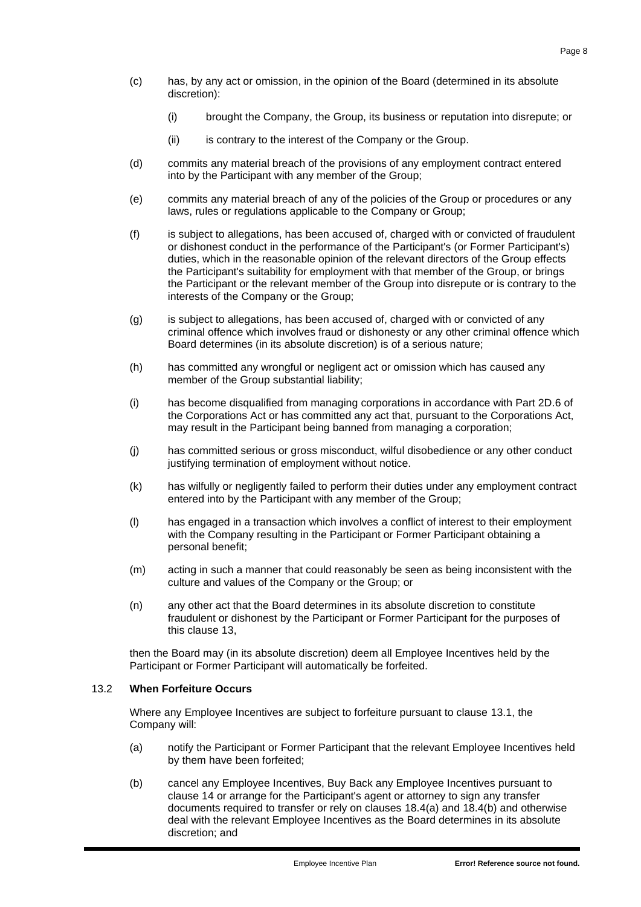(c) has, by any act or omission, in the opinion of the Board (determined in its absolute discretion):

   (i) brought the Company, the Group, its business or reputation into disrepute; or

   (ii) is contrary to the interest of the Company or the Group.

(d) commits any material breach of the provisions of any employment contract entered into by the Participant with any member of the Group;

(e) commits any material breach of any of the policies of the Group or procedures or any laws, rules or regulations applicable to the Company or Group;

(f) is subject to allegations, has been accused of, charged with or convicted of fraudulent or dishonest conduct in the performance of the Participant's (or Former Participant's) duties, which in the reasonable opinion of the relevant directors of the Group effects the Participant's suitability for employment with that member of the Group, or brings the Participant or the relevant member of the Group into disrepute or is contrary to the interests of the Company or the Group;

(g) is subject to allegations, has been accused of, charged with or convicted of any criminal offence which involves fraud or dishonesty or any other criminal offence which Board determines (in its absolute discretion) is of a serious nature;

(h) has committed any wrongful or negligent act or omission which has caused any member of the Group substantial liability;

(i) has become disqualified from managing corporations in accordance with Part 2D.6 of the Corporations Act or has committed any act that, pursuant to the Corporations Act, may result in the Participant being banned from managing a corporation;

(j) has committed serious or gross misconduct, wilful disobedience or any other conduct justifying termination of employment without notice.

(k) has wilfully or negligently failed to perform their duties under any employment contract entered into by the Participant with any member of the Group;

(l) has engaged in a transaction which involves a conflict of interest to their employment with the Company resulting in the Participant or Former Participant obtaining a personal benefit;

(m) acting in such a manner that could reasonably be seen as being inconsistent with the culture and values of the Company or the Group; or

(n) any other act that the Board determines in its absolute discretion to constitute fraudulent or dishonest by the Participant or Former Participant for the purposes of this clause 13,

then the Board may (in its absolute discretion) deem all Employee Incentives held by the Participant or Former Participant will automatically be forfeited.

### 13.2 When Forfeiture Occurs

Where any Employee Incentives are subject to forfeiture pursuant to clause 13.1, the Company will:

(a) notify the Participant or Former Participant that the relevant Employee Incentives held by them have been forfeited;

(b) cancel any Employee Incentives, Buy Back any Employee Incentives pursuant to clause 14 or arrange for the Participant's agent or attorney to sign any transfer documents required to transfer or rely on clauses 18.4(a) and 18.4(b) and otherwise deal with the relevant Employee Incentives as the Board determines in its absolute discretion; and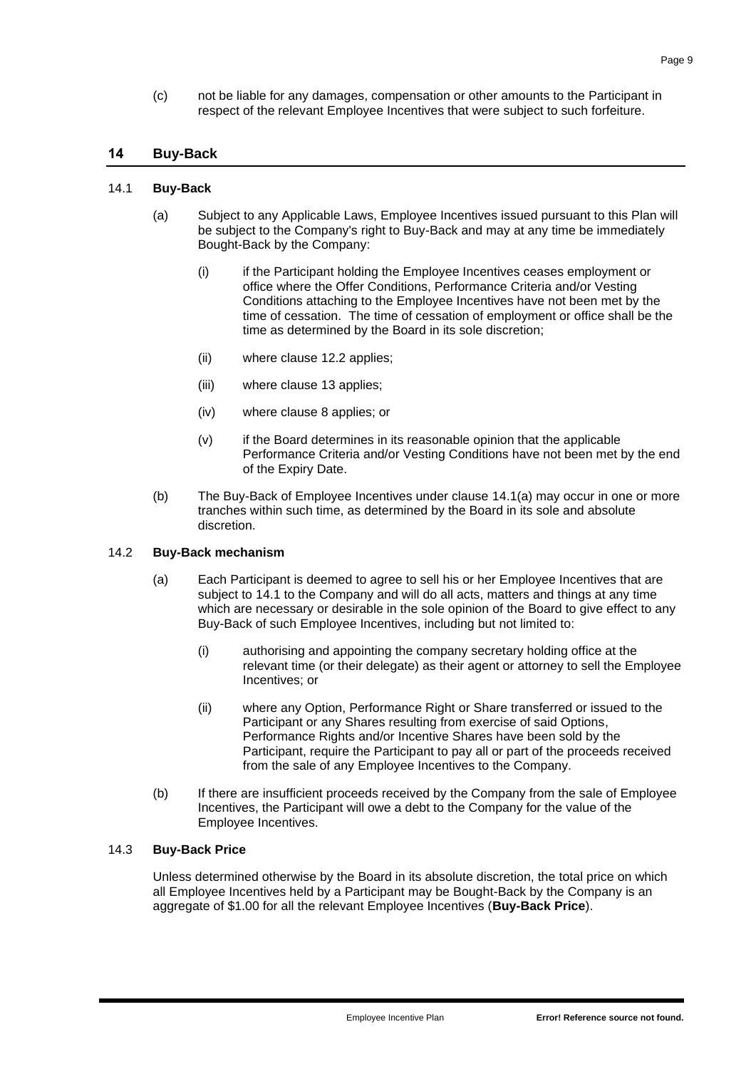(c) not be liable for any damages, compensation or other amounts to the Participant in respect of the relevant Employee Incentives that were subject to such forfeiture.

## 14 Buy-Back

### 14.1 Buy-Back

(a) Subject to any Applicable Laws, Employee Incentives issued pursuant to this Plan will be subject to the Company's right to Buy-Back and may at any time be immediately Bought-Back by the Company:

(i) if the Participant holding the Employee Incentives ceases employment or office where the Offer Conditions, Performance Criteria and/or Vesting Conditions attaching to the Employee Incentives have not been met by the time of cessation. The time of cessation of employment or office shall be the time as determined by the Board in its sole discretion;

(ii) where clause 12.2 applies;

(iii) where clause 13 applies;

(iv) where clause 8 applies; or

(v) if the Board determines in its reasonable opinion that the applicable Performance Criteria and/or Vesting Conditions have not been met by the end of the Expiry Date.

(b) The Buy-Back of Employee Incentives under clause 14.1(a) may occur in one or more tranches within such time, as determined by the Board in its sole and absolute discretion.

### 14.2 Buy-Back mechanism

(a) Each Participant is deemed to agree to sell his or her Employee Incentives that are subject to 14.1 to the Company and will do all acts, matters and things at any time which are necessary or desirable in the sole opinion of the Board to give effect to any Buy-Back of such Employee Incentives, including but not limited to:

(i) authorising and appointing the company secretary holding office at the relevant time (or their delegate) as their agent or attorney to sell the Employee Incentives; or

(ii) where any Option, Performance Right or Share transferred or issued to the Participant or any Shares resulting from exercise of said Options, Performance Rights and/or Incentive Shares have been sold by the Participant, require the Participant to pay all or part of the proceeds received from the sale of any Employee Incentives to the Company.

(b) If there are insufficient proceeds received by the Company from the sale of Employee Incentives, the Participant will owe a debt to the Company for the value of the Employee Incentives.

### 14.3 Buy-Back Price

Unless determined otherwise by the Board in its absolute discretion, the total price on which all Employee Incentives held by a Participant may be Bought-Back by the Company is an aggregate of $1.00 for all the relevant Employee Incentives (**Buy-Back Price**).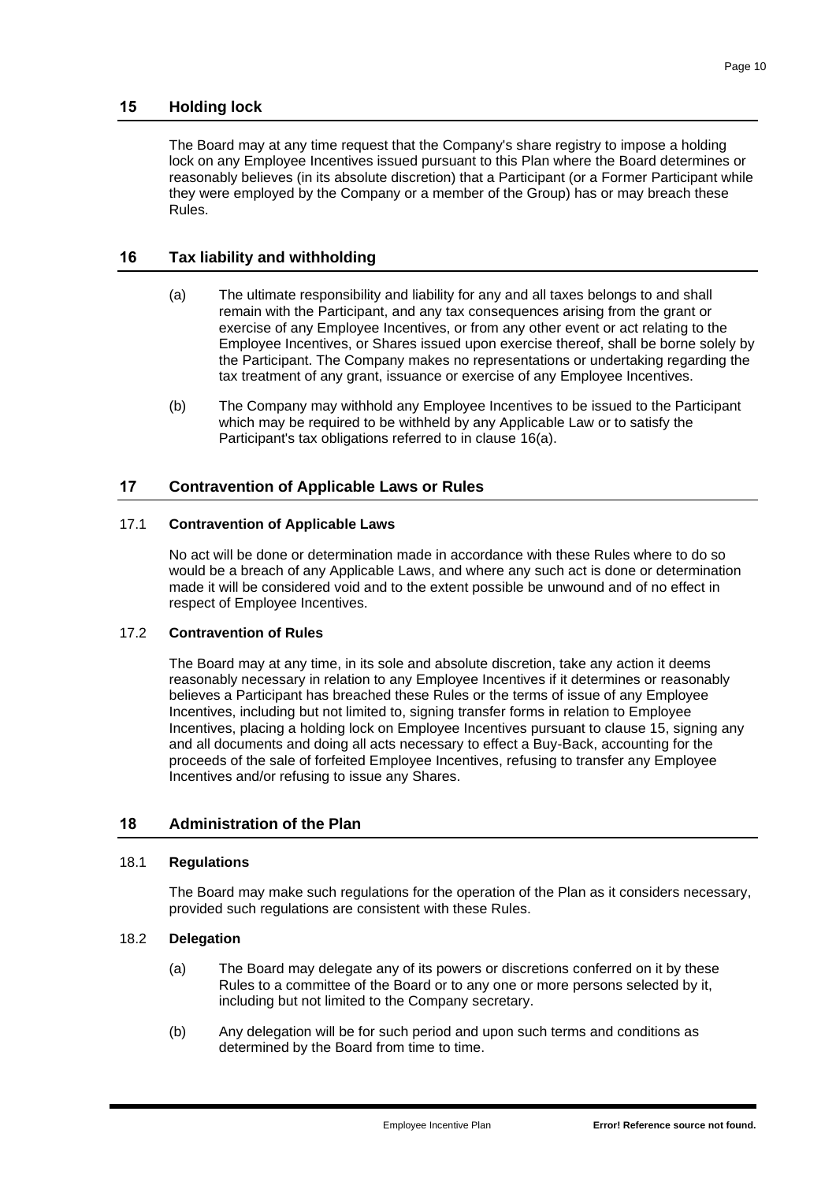## 15 Holding lock

The Board may at any time request that the Company's share registry to impose a holding lock on any Employee Incentives issued pursuant to this Plan where the Board determines or reasonably believes (in its absolute discretion) that a Participant (or a Former Participant while they were employed by the Company or a member of the Group) has or may breach these Rules.

## 16 Tax liability and withholding

(a) The ultimate responsibility and liability for any and all taxes belongs to and shall remain with the Participant, and any tax consequences arising from the grant or exercise of any Employee Incentives, or from any other event or act relating to the Employee Incentives, or Shares issued upon exercise thereof, shall be borne solely by the Participant. The Company makes no representations or undertaking regarding the tax treatment of any grant, issuance or exercise of any Employee Incentives.

(b) The Company may withhold any Employee Incentives to be issued to the Participant which may be required to be withheld by any Applicable Law or to satisfy the Participant's tax obligations referred to in clause 16(a).

## 17 Contravention of Applicable Laws or Rules

### 17.1 Contravention of Applicable Laws

No act will be done or determination made in accordance with these Rules where to do so would be a breach of any Applicable Laws, and where any such act is done or determination made it will be considered void and to the extent possible be unwound and of no effect in respect of Employee Incentives.

### 17.2 Contravention of Rules

The Board may at any time, in its sole and absolute discretion, take any action it deems reasonably necessary in relation to any Employee Incentives if it determines or reasonably believes a Participant has breached these Rules or the terms of issue of any Employee Incentives, including but not limited to, signing transfer forms in relation to Employee Incentives, placing a holding lock on Employee Incentives pursuant to clause 15, signing any and all documents and doing all acts necessary to effect a Buy-Back, accounting for the proceeds of the sale of forfeited Employee Incentives, refusing to transfer any Employee Incentives and/or refusing to issue any Shares.

## 18 Administration of the Plan

### 18.1 Regulations

The Board may make such regulations for the operation of the Plan as it considers necessary, provided such regulations are consistent with these Rules.

### 18.2 Delegation

(a) The Board may delegate any of its powers or discretions conferred on it by these Rules to a committee of the Board or to any one or more persons selected by it, including but not limited to the Company secretary.

(b) Any delegation will be for such period and upon such terms and conditions as determined by the Board from time to time.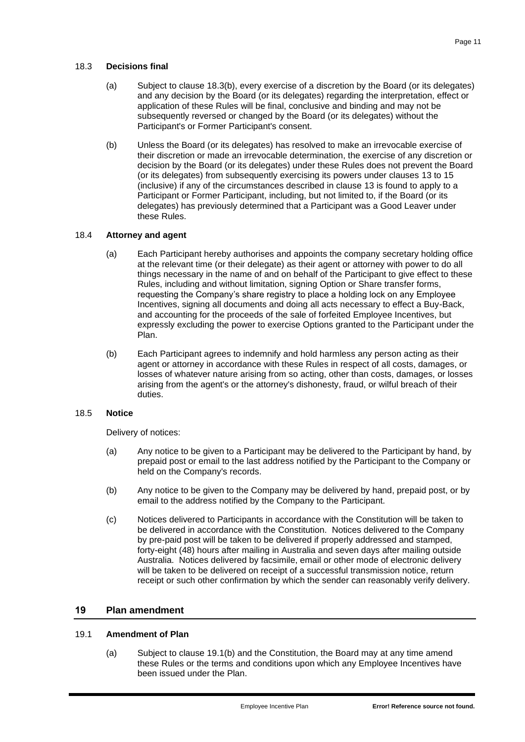### 18.3 **Decisions final**

(a) Subject to clause 18.3(b), every exercise of a discretion by the Board (or its delegates) and any decision by the Board (or its delegates) regarding the interpretation, effect or application of these Rules will be final, conclusive and binding and may not be subsequently reversed or changed by the Board (or its delegates) without the Participant's or Former Participant's consent.

(b) Unless the Board (or its delegates) has resolved to make an irrevocable exercise of their discretion or made an irrevocable determination, the exercise of any discretion or decision by the Board (or its delegates) under these Rules does not prevent the Board (or its delegates) from subsequently exercising its powers under clauses 13 to 15 (inclusive) if any of the circumstances described in clause 13 is found to apply to a Participant or Former Participant, including, but not limited to, if the Board (or its delegates) has previously determined that a Participant was a Good Leaver under these Rules.

### 18.4 **Attorney and agent**

(a) Each Participant hereby authorises and appoints the company secretary holding office at the relevant time (or their delegate) as their agent or attorney with power to do all things necessary in the name of and on behalf of the Participant to give effect to these Rules, including and without limitation, signing Option or Share transfer forms, requesting the Company's share registry to place a holding lock on any Employee Incentives, signing all documents and doing all acts necessary to effect a Buy-Back, and accounting for the proceeds of the sale of forfeited Employee Incentives, but expressly excluding the power to exercise Options granted to the Participant under the Plan.

(b) Each Participant agrees to indemnify and hold harmless any person acting as their agent or attorney in accordance with these Rules in respect of all costs, damages, or losses of whatever nature arising from so acting, other than costs, damages, or losses arising from the agent's or the attorney's dishonesty, fraud, or wilful breach of their duties.

### 18.5 **Notice**

Delivery of notices:

(a) Any notice to be given to a Participant may be delivered to the Participant by hand, by prepaid post or email to the last address notified by the Participant to the Company or held on the Company's records.

(b) Any notice to be given to the Company may be delivered by hand, prepaid post, or by email to the address notified by the Company to the Participant.

(c) Notices delivered to Participants in accordance with the Constitution will be taken to be delivered in accordance with the Constitution. Notices delivered to the Company by pre-paid post will be taken to be delivered if properly addressed and stamped, forty-eight (48) hours after mailing in Australia and seven days after mailing outside Australia. Notices delivered by facsimile, email or other mode of electronic delivery will be taken to be delivered on receipt of a successful transmission notice, return receipt or such other confirmation by which the sender can reasonably verify delivery.

## 19 Plan amendment

### 19.1 **Amendment of Plan**

(a) Subject to clause 19.1(b) and the Constitution, the Board may at any time amend these Rules or the terms and conditions upon which any Employee Incentives have been issued under the Plan.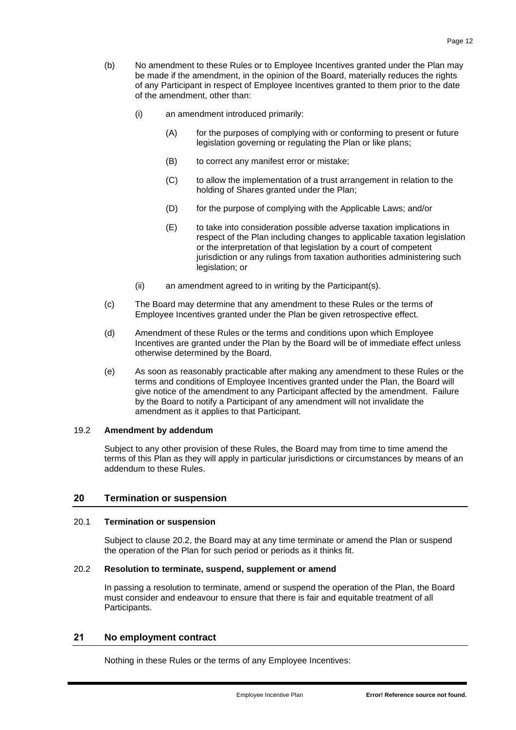(b) No amendment to these Rules or to Employee Incentives granted under the Plan may be made if the amendment, in the opinion of the Board, materially reduces the rights of any Participant in respect of Employee Incentives granted to them prior to the date of the amendment, other than:

   (i) an amendment introduced primarily:

      (A) for the purposes of complying with or conforming to present or future legislation governing or regulating the Plan or like plans;

      (B) to correct any manifest error or mistake;

      (C) to allow the implementation of a trust arrangement in relation to the holding of Shares granted under the Plan;

      (D) for the purpose of complying with the Applicable Laws; and/or

      (E) to take into consideration possible adverse taxation implications in respect of the Plan including changes to applicable taxation legislation or the interpretation of that legislation by a court of competent jurisdiction or any rulings from taxation authorities administering such legislation; or

   (ii) an amendment agreed to in writing by the Participant(s).

(c) The Board may determine that any amendment to these Rules or the terms of Employee Incentives granted under the Plan be given retrospective effect.

(d) Amendment of these Rules or the terms and conditions upon which Employee Incentives are granted under the Plan by the Board will be of immediate effect unless otherwise determined by the Board.

(e) As soon as reasonably practicable after making any amendment to these Rules or the terms and conditions of Employee Incentives granted under the Plan, the Board will give notice of the amendment to any Participant affected by the amendment. Failure by the Board to notify a Participant of any amendment will not invalidate the amendment as it applies to that Participant.

### 19.2 Amendment by addendum

Subject to any other provision of these Rules, the Board may from time to time amend the terms of this Plan as they will apply in particular jurisdictions or circumstances by means of an addendum to these Rules.

## 20 Termination or suspension

### 20.1 Termination or suspension

Subject to clause 20.2, the Board may at any time terminate or amend the Plan or suspend the operation of the Plan for such period or periods as it thinks fit.

### 20.2 Resolution to terminate, suspend, supplement or amend

In passing a resolution to terminate, amend or suspend the operation of the Plan, the Board must consider and endeavour to ensure that there is fair and equitable treatment of all Participants.

## 21 No employment contract

Nothing in these Rules or the terms of any Employee Incentives: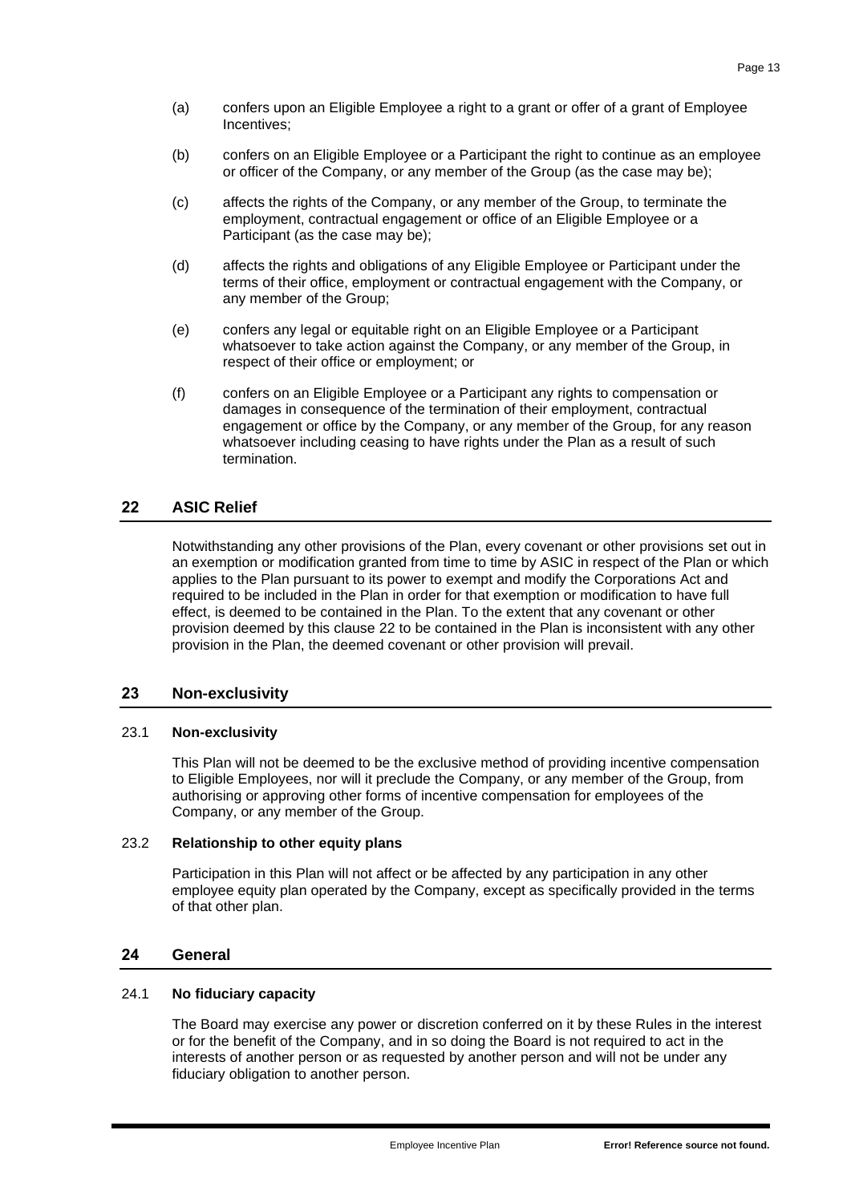(a) confers upon an Eligible Employee a right to a grant or offer of a grant of Employee Incentives;

(b) confers on an Eligible Employee or a Participant the right to continue as an employee or officer of the Company, or any member of the Group (as the case may be);

(c) affects the rights of the Company, or any member of the Group, to terminate the employment, contractual engagement or office of an Eligible Employee or a Participant (as the case may be);

(d) affects the rights and obligations of any Eligible Employee or Participant under the terms of their office, employment or contractual engagement with the Company, or any member of the Group;

(e) confers any legal or equitable right on an Eligible Employee or a Participant whatsoever to take action against the Company, or any member of the Group, in respect of their office or employment; or

(f) confers on an Eligible Employee or a Participant any rights to compensation or damages in consequence of the termination of their employment, contractual engagement or office by the Company, or any member of the Group, for any reason whatsoever including ceasing to have rights under the Plan as a result of such termination.

## 22 ASIC Relief

Notwithstanding any other provisions of the Plan, every covenant or other provisions set out in an exemption or modification granted from time to time by ASIC in respect of the Plan or which applies to the Plan pursuant to its power to exempt and modify the Corporations Act and required to be included in the Plan in order for that exemption or modification to have full effect, is deemed to be contained in the Plan. To the extent that any covenant or other provision deemed by this clause 22 to be contained in the Plan is inconsistent with any other provision in the Plan, the deemed covenant or other provision will prevail.

## 23 Non-exclusivity

### 23.1 Non-exclusivity

This Plan will not be deemed to be the exclusive method of providing incentive compensation to Eligible Employees, nor will it preclude the Company, or any member of the Group, from authorising or approving other forms of incentive compensation for employees of the Company, or any member of the Group.

### 23.2 Relationship to other equity plans

Participation in this Plan will not affect or be affected by any participation in any other employee equity plan operated by the Company, except as specifically provided in the terms of that other plan.

## 24 General

### 24.1 No fiduciary capacity

The Board may exercise any power or discretion conferred on it by these Rules in the interest or for the benefit of the Company, and in so doing the Board is not required to act in the interests of another person or as requested by another person and will not be under any fiduciary obligation to another person.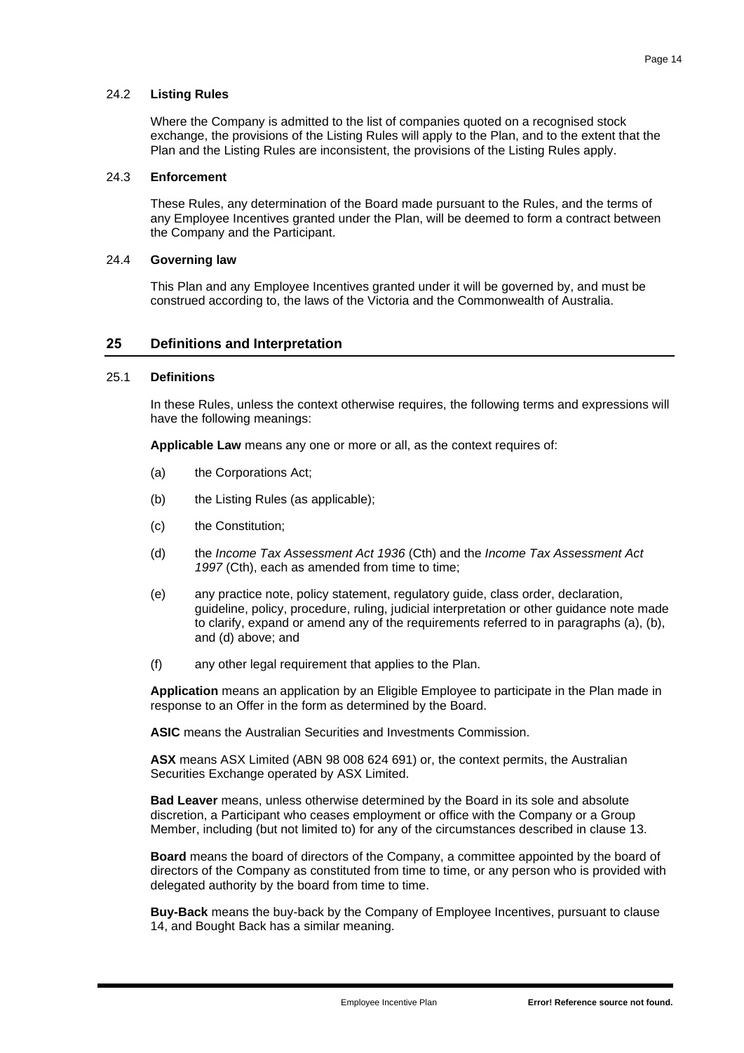### 24.2 **Listing Rules**

Where the Company is admitted to the list of companies quoted on a recognised stock exchange, the provisions of the Listing Rules will apply to the Plan, and to the extent that the Plan and the Listing Rules are inconsistent, the provisions of the Listing Rules apply.

### 24.3 **Enforcement**

These Rules, any determination of the Board made pursuant to the Rules, and the terms of any Employee Incentives granted under the Plan, will be deemed to form a contract between the Company and the Participant.

### 24.4 **Governing law**

This Plan and any Employee Incentives granted under it will be governed by, and must be construed according to, the laws of the Victoria and the Commonwealth of Australia.

## 25 Definitions and Interpretation

### 25.1 **Definitions**

In these Rules, unless the context otherwise requires, the following terms and expressions will have the following meanings:

**Applicable Law** means any one or more or all, as the context requires of:

(a) the Corporations Act;

(b) the Listing Rules (as applicable);

(c) the Constitution;

(d) the *Income Tax Assessment Act 1936* (Cth) and the *Income Tax Assessment Act 1997* (Cth), each as amended from time to time;

(e) any practice note, policy statement, regulatory guide, class order, declaration, guideline, policy, procedure, ruling, judicial interpretation or other guidance note made to clarify, expand or amend any of the requirements referred to in paragraphs (a), (b), and (d) above; and

(f) any other legal requirement that applies to the Plan.

**Application** means an application by an Eligible Employee to participate in the Plan made in response to an Offer in the form as determined by the Board.

**ASIC** means the Australian Securities and Investments Commission.

**ASX** means ASX Limited (ABN 98 008 624 691) or, the context permits, the Australian Securities Exchange operated by ASX Limited.

**Bad Leaver** means, unless otherwise determined by the Board in its sole and absolute discretion, a Participant who ceases employment or office with the Company or a Group Member, including (but not limited to) for any of the circumstances described in clause 13.

**Board** means the board of directors of the Company, a committee appointed by the board of directors of the Company as constituted from time to time, or any person who is provided with delegated authority by the board from time to time.

**Buy-Back** means the buy-back by the Company of Employee Incentives, pursuant to clause 14, and Bought Back has a similar meaning.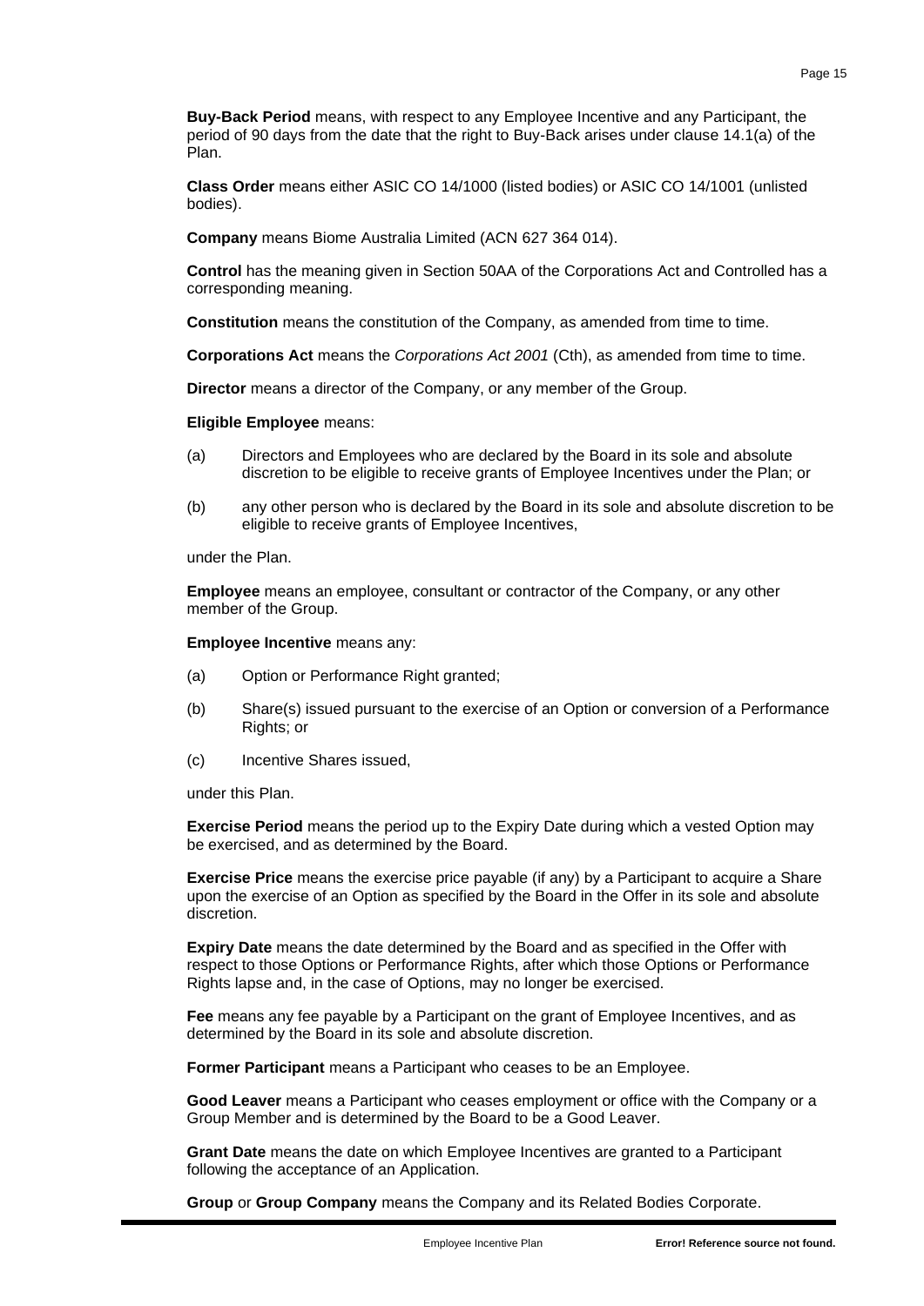**Buy-Back Period** means, with respect to any Employee Incentive and any Participant, the period of 90 days from the date that the right to Buy-Back arises under clause 14.1(a) of the Plan.

**Class Order** means either ASIC CO 14/1000 (listed bodies) or ASIC CO 14/1001 (unlisted bodies).

**Company** means Biome Australia Limited (ACN 627 364 014).

**Control** has the meaning given in Section 50AA of the Corporations Act and Controlled has a corresponding meaning.

**Constitution** means the constitution of the Company, as amended from time to time.

**Corporations Act** means the *Corporations Act 2001* (Cth), as amended from time to time.

**Director** means a director of the Company, or any member of the Group.

**Eligible Employee** means:

(a) Directors and Employees who are declared by the Board in its sole and absolute discretion to be eligible to receive grants of Employee Incentives under the Plan; or

(b) any other person who is declared by the Board in its sole and absolute discretion to be eligible to receive grants of Employee Incentives,

under the Plan.

**Employee** means an employee, consultant or contractor of the Company, or any other member of the Group.

**Employee Incentive** means any:

(a) Option or Performance Right granted;

(b) Share(s) issued pursuant to the exercise of an Option or conversion of a Performance Rights; or

(c) Incentive Shares issued,

under this Plan.

**Exercise Period** means the period up to the Expiry Date during which a vested Option may be exercised, and as determined by the Board.

**Exercise Price** means the exercise price payable (if any) by a Participant to acquire a Share upon the exercise of an Option as specified by the Board in the Offer in its sole and absolute discretion.

**Expiry Date** means the date determined by the Board and as specified in the Offer with respect to those Options or Performance Rights, after which those Options or Performance Rights lapse and, in the case of Options, may no longer be exercised.

**Fee** means any fee payable by a Participant on the grant of Employee Incentives, and as determined by the Board in its sole and absolute discretion.

**Former Participant** means a Participant who ceases to be an Employee.

**Good Leaver** means a Participant who ceases employment or office with the Company or a Group Member and is determined by the Board to be a Good Leaver.

**Grant Date** means the date on which Employee Incentives are granted to a Participant following the acceptance of an Application.

**Group** or **Group Company** means the Company and its Related Bodies Corporate.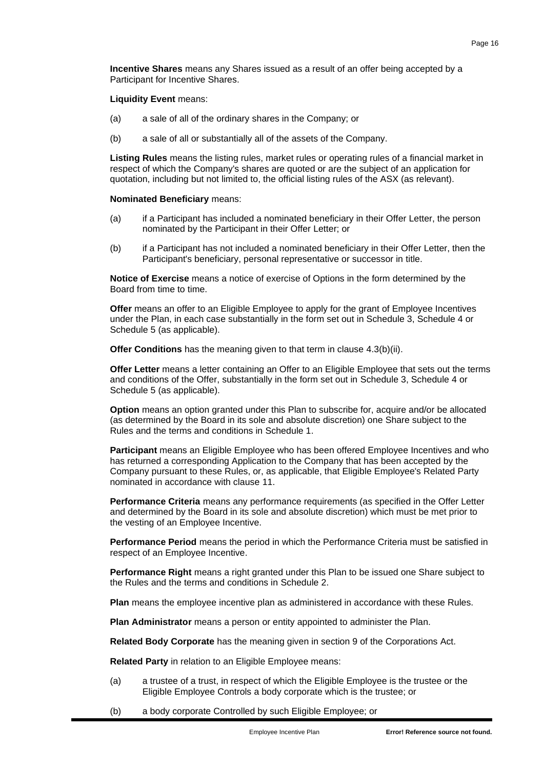**Incentive Shares** means any Shares issued as a result of an offer being accepted by a Participant for Incentive Shares.

**Liquidity Event** means:

(a) a sale of all of the ordinary shares in the Company; or

(b) a sale of all or substantially all of the assets of the Company.

**Listing Rules** means the listing rules, market rules or operating rules of a financial market in respect of which the Company's shares are quoted or are the subject of an application for quotation, including but not limited to, the official listing rules of the ASX (as relevant).

**Nominated Beneficiary** means:

(a) if a Participant has included a nominated beneficiary in their Offer Letter, the person nominated by the Participant in their Offer Letter; or

(b) if a Participant has not included a nominated beneficiary in their Offer Letter, then the Participant's beneficiary, personal representative or successor in title.

**Notice of Exercise** means a notice of exercise of Options in the form determined by the Board from time to time.

**Offer** means an offer to an Eligible Employee to apply for the grant of Employee Incentives under the Plan, in each case substantially in the form set out in Schedule 3, Schedule 4 or Schedule 5 (as applicable).

**Offer Conditions** has the meaning given to that term in clause 4.3(b)(ii).

**Offer Letter** means a letter containing an Offer to an Eligible Employee that sets out the terms and conditions of the Offer, substantially in the form set out in Schedule 3, Schedule 4 or Schedule 5 (as applicable).

**Option** means an option granted under this Plan to subscribe for, acquire and/or be allocated (as determined by the Board in its sole and absolute discretion) one Share subject to the Rules and the terms and conditions in Schedule 1.

**Participant** means an Eligible Employee who has been offered Employee Incentives and who has returned a corresponding Application to the Company that has been accepted by the Company pursuant to these Rules, or, as applicable, that Eligible Employee's Related Party nominated in accordance with clause 11.

**Performance Criteria** means any performance requirements (as specified in the Offer Letter and determined by the Board in its sole and absolute discretion) which must be met prior to the vesting of an Employee Incentive.

**Performance Period** means the period in which the Performance Criteria must be satisfied in respect of an Employee Incentive.

**Performance Right** means a right granted under this Plan to be issued one Share subject to the Rules and the terms and conditions in Schedule 2.

**Plan** means the employee incentive plan as administered in accordance with these Rules.

**Plan Administrator** means a person or entity appointed to administer the Plan.

**Related Body Corporate** has the meaning given in section 9 of the Corporations Act.

**Related Party** in relation to an Eligible Employee means:

(a) a trustee of a trust, in respect of which the Eligible Employee is the trustee or the Eligible Employee Controls a body corporate which is the trustee; or

(b) a body corporate Controlled by such Eligible Employee; or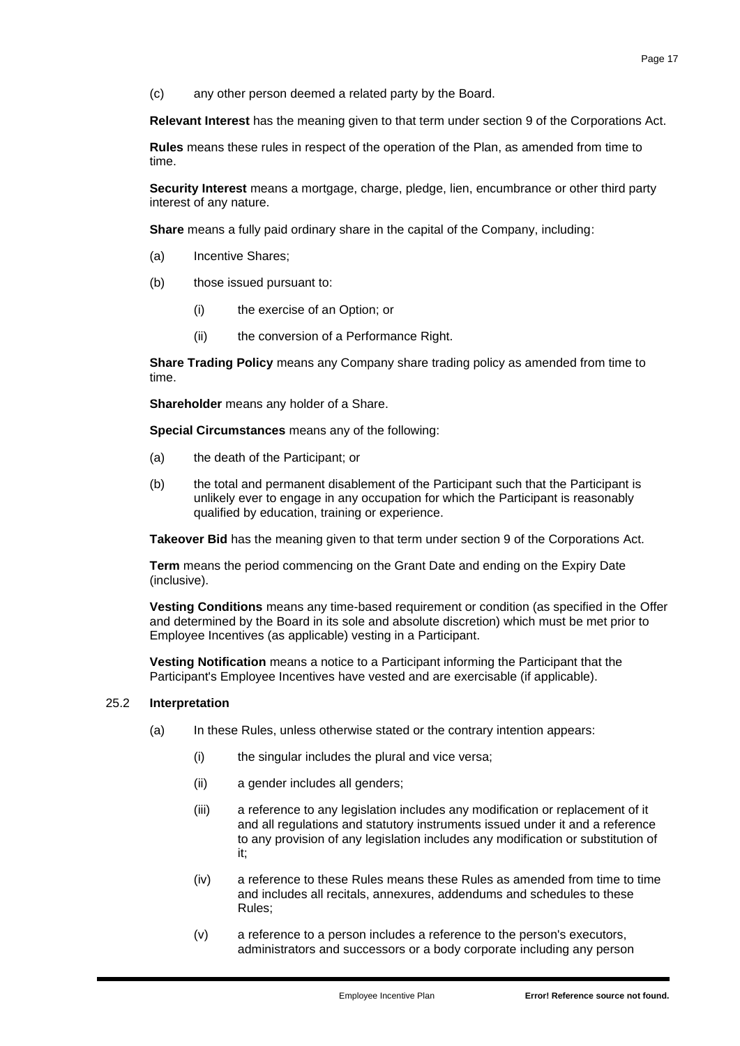(c) any other person deemed a related party by the Board.

**Relevant Interest** has the meaning given to that term under section 9 of the Corporations Act.

**Rules** means these rules in respect of the operation of the Plan, as amended from time to time.

**Security Interest** means a mortgage, charge, pledge, lien, encumbrance or other third party interest of any nature.

**Share** means a fully paid ordinary share in the capital of the Company, including:

(a) Incentive Shares;

(b) those issued pursuant to:

  (i) the exercise of an Option; or

  (ii) the conversion of a Performance Right.

**Share Trading Policy** means any Company share trading policy as amended from time to time.

**Shareholder** means any holder of a Share.

**Special Circumstances** means any of the following:

(a) the death of the Participant; or

(b) the total and permanent disablement of the Participant such that the Participant is unlikely ever to engage in any occupation for which the Participant is reasonably qualified by education, training or experience.

**Takeover Bid** has the meaning given to that term under section 9 of the Corporations Act.

**Term** means the period commencing on the Grant Date and ending on the Expiry Date (inclusive).

**Vesting Conditions** means any time-based requirement or condition (as specified in the Offer and determined by the Board in its sole and absolute discretion) which must be met prior to Employee Incentives (as applicable) vesting in a Participant.

**Vesting Notification** means a notice to a Participant informing the Participant that the Participant's Employee Incentives have vested and are exercisable (if applicable).

### 25.2 Interpretation

(a) In these Rules, unless otherwise stated or the contrary intention appears:

  (i) the singular includes the plural and vice versa;

  (ii) a gender includes all genders;

  (iii) a reference to any legislation includes any modification or replacement of it and all regulations and statutory instruments issued under it and a reference to any provision of any legislation includes any modification or substitution of it;

  (iv) a reference to these Rules means these Rules as amended from time to time and includes all recitals, annexures, addendums and schedules to these Rules;

  (v) a reference to a person includes a reference to the person's executors, administrators and successors or a body corporate including any person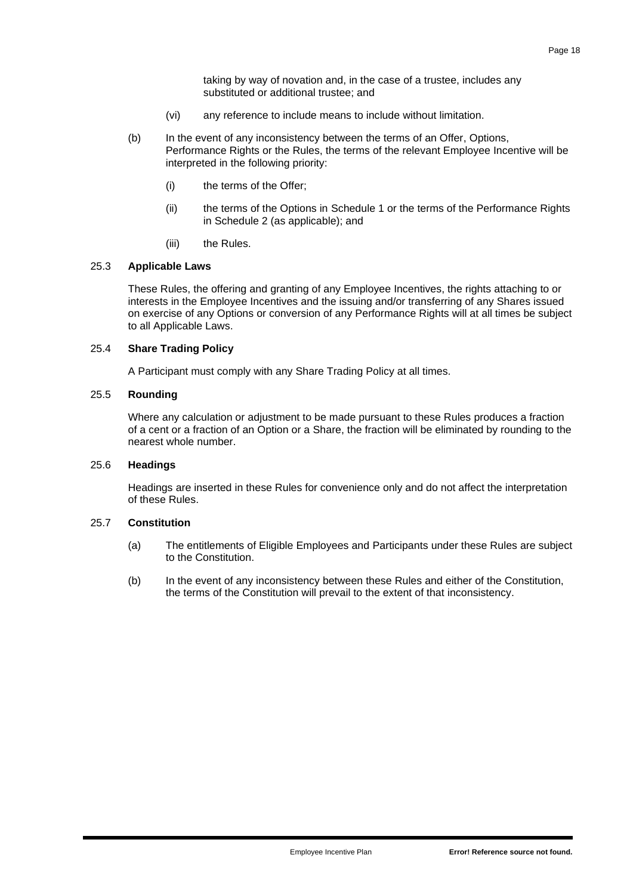taking by way of novation and, in the case of a trustee, includes any substituted or additional trustee; and

(vi) any reference to include means to include without limitation.

(b) In the event of any inconsistency between the terms of an Offer, Options, Performance Rights or the Rules, the terms of the relevant Employee Incentive will be interpreted in the following priority:

(i) the terms of the Offer;

(ii) the terms of the Options in Schedule 1 or the terms of the Performance Rights in Schedule 2 (as applicable); and

(iii) the Rules.

### 25.3 Applicable Laws

These Rules, the offering and granting of any Employee Incentives, the rights attaching to or interests in the Employee Incentives and the issuing and/or transferring of any Shares issued on exercise of any Options or conversion of any Performance Rights will at all times be subject to all Applicable Laws.

### 25.4 Share Trading Policy

A Participant must comply with any Share Trading Policy at all times.

### 25.5 Rounding

Where any calculation or adjustment to be made pursuant to these Rules produces a fraction of a cent or a fraction of an Option or a Share, the fraction will be eliminated by rounding to the nearest whole number.

### 25.6 Headings

Headings are inserted in these Rules for convenience only and do not affect the interpretation of these Rules.

### 25.7 Constitution

(a) The entitlements of Eligible Employees and Participants under these Rules are subject to the Constitution.

(b) In the event of any inconsistency between these Rules and either of the Constitution, the terms of the Constitution will prevail to the extent of that inconsistency.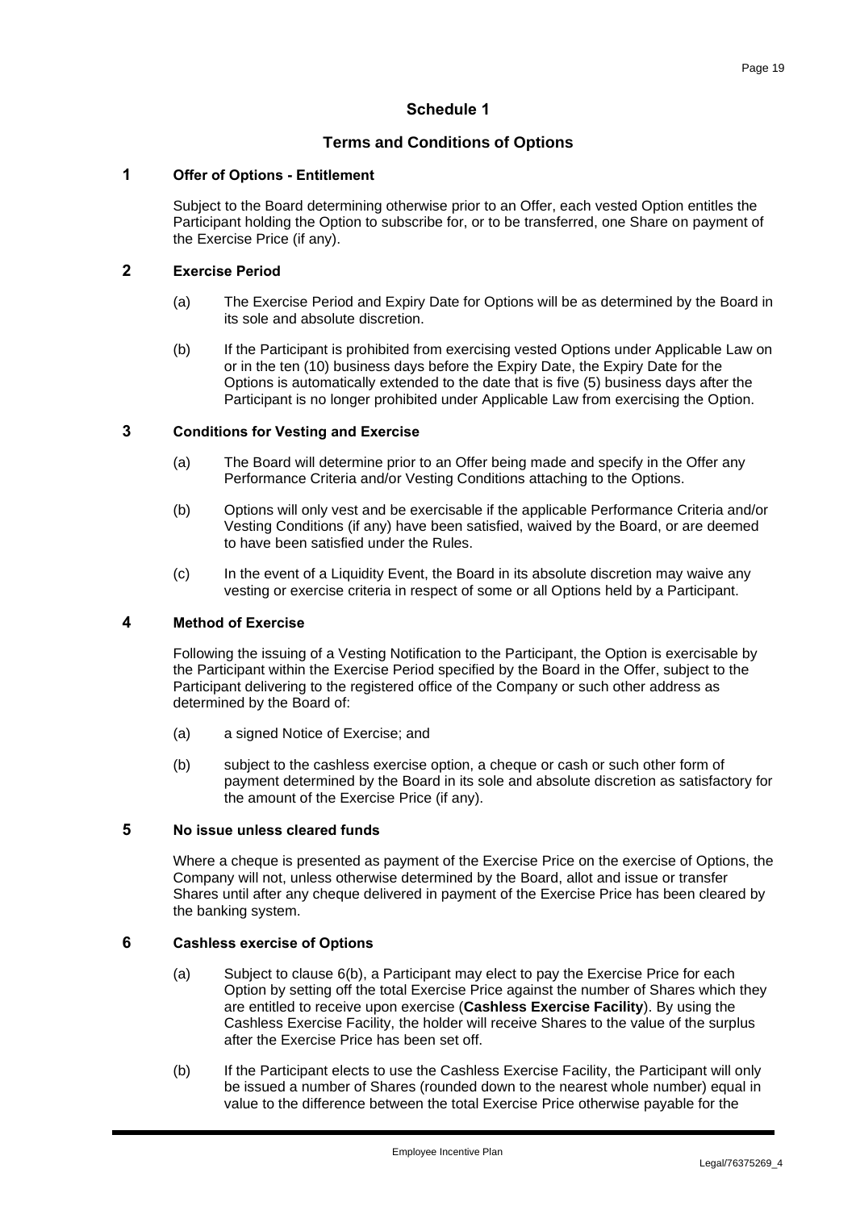# Schedule 1

## Terms and Conditions of Options

### 1 Offer of Options - Entitlement

Subject to the Board determining otherwise prior to an Offer, each vested Option entitles the Participant holding the Option to subscribe for, or to be transferred, one Share on payment of the Exercise Price (if any).

### 2 Exercise Period

(a) The Exercise Period and Expiry Date for Options will be as determined by the Board in its sole and absolute discretion.

(b) If the Participant is prohibited from exercising vested Options under Applicable Law on or in the ten (10) business days before the Expiry Date, the Expiry Date for the Options is automatically extended to the date that is five (5) business days after the Participant is no longer prohibited under Applicable Law from exercising the Option.

### 3 Conditions for Vesting and Exercise

(a) The Board will determine prior to an Offer being made and specify in the Offer any Performance Criteria and/or Vesting Conditions attaching to the Options.

(b) Options will only vest and be exercisable if the applicable Performance Criteria and/or Vesting Conditions (if any) have been satisfied, waived by the Board, or are deemed to have been satisfied under the Rules.

(c) In the event of a Liquidity Event, the Board in its absolute discretion may waive any vesting or exercise criteria in respect of some or all Options held by a Participant.

### 4 Method of Exercise

Following the issuing of a Vesting Notification to the Participant, the Option is exercisable by the Participant within the Exercise Period specified by the Board in the Offer, subject to the Participant delivering to the registered office of the Company or such other address as determined by the Board of:

(a) a signed Notice of Exercise; and

(b) subject to the cashless exercise option, a cheque or cash or such other form of payment determined by the Board in its sole and absolute discretion as satisfactory for the amount of the Exercise Price (if any).

### 5 No issue unless cleared funds

Where a cheque is presented as payment of the Exercise Price on the exercise of Options, the Company will not, unless otherwise determined by the Board, allot and issue or transfer Shares until after any cheque delivered in payment of the Exercise Price has been cleared by the banking system.

### 6 Cashless exercise of Options

(a) Subject to clause 6(b), a Participant may elect to pay the Exercise Price for each Option by setting off the total Exercise Price against the number of Shares which they are entitled to receive upon exercise (**Cashless Exercise Facility**). By using the Cashless Exercise Facility, the holder will receive Shares to the value of the surplus after the Exercise Price has been set off.

(b) If the Participant elects to use the Cashless Exercise Facility, the Participant will only be issued a number of Shares (rounded down to the nearest whole number) equal in value to the difference between the total Exercise Price otherwise payable for the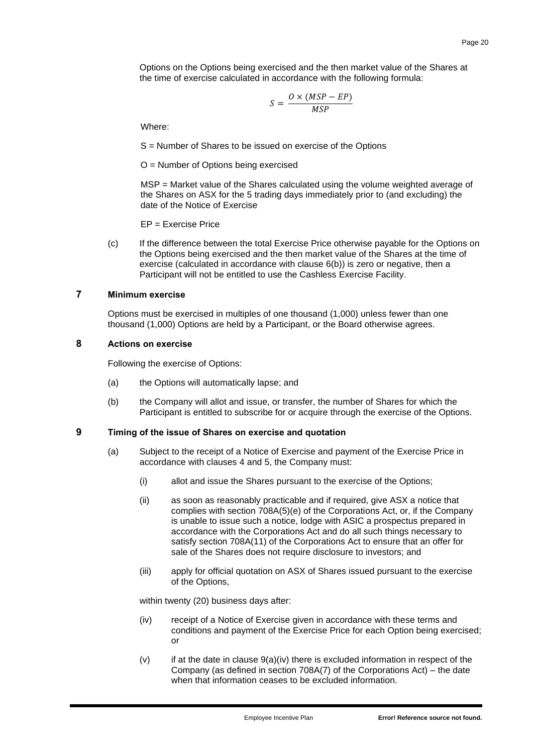Options on the Options being exercised and the then market value of the Shares at the time of exercise calculated in accordance with the following formula:

$$S = \frac{O \times (MSP - EP)}{MSP}$$

Where:

S = Number of Shares to be issued on exercise of the Options

O = Number of Options being exercised

MSP = Market value of the Shares calculated using the volume weighted average of the Shares on ASX for the 5 trading days immediately prior to (and excluding) the date of the Notice of Exercise

EP = Exercise Price

(c) If the difference between the total Exercise Price otherwise payable for the Options on the Options being exercised and the then market value of the Shares at the time of exercise (calculated in accordance with clause 6(b)) is zero or negative, then a Participant will not be entitled to use the Cashless Exercise Facility.

## 7 Minimum exercise

Options must be exercised in multiples of one thousand (1,000) unless fewer than one thousand (1,000) Options are held by a Participant, or the Board otherwise agrees.

## 8 Actions on exercise

Following the exercise of Options:

(a) the Options will automatically lapse; and

(b) the Company will allot and issue, or transfer, the number of Shares for which the Participant is entitled to subscribe for or acquire through the exercise of the Options.

## 9 Timing of the issue of Shares on exercise and quotation

(a) Subject to the receipt of a Notice of Exercise and payment of the Exercise Price in accordance with clauses 4 and 5, the Company must:

(i) allot and issue the Shares pursuant to the exercise of the Options;

(ii) as soon as reasonably practicable and if required, give ASX a notice that complies with section 708A(5)(e) of the Corporations Act, or, if the Company is unable to issue such a notice, lodge with ASIC a prospectus prepared in accordance with the Corporations Act and do all such things necessary to satisfy section 708A(11) of the Corporations Act to ensure that an offer for sale of the Shares does not require disclosure to investors; and

(iii) apply for official quotation on ASX of Shares issued pursuant to the exercise of the Options,

within twenty (20) business days after:

(iv) receipt of a Notice of Exercise given in accordance with these terms and conditions and payment of the Exercise Price for each Option being exercised; or

(v) if at the date in clause 9(a)(iv) there is excluded information in respect of the Company (as defined in section 708A(7) of the Corporations Act) – the date when that information ceases to be excluded information.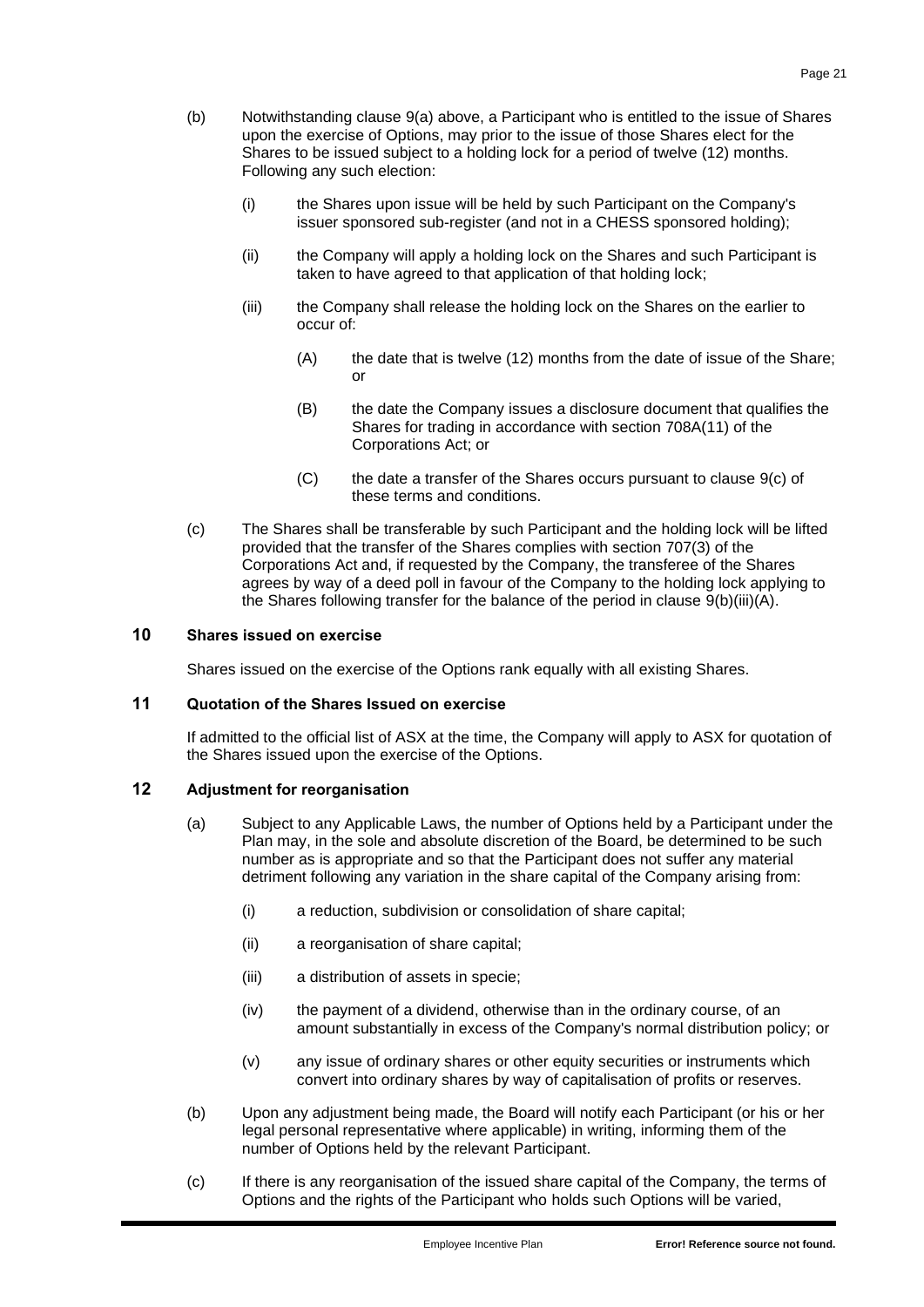(b) Notwithstanding clause 9(a) above, a Participant who is entitled to the issue of Shares upon the exercise of Options, may prior to the issue of those Shares elect for the Shares to be issued subject to a holding lock for a period of twelve (12) months. Following any such election:

  (i) the Shares upon issue will be held by such Participant on the Company's issuer sponsored sub-register (and not in a CHESS sponsored holding);

  (ii) the Company will apply a holding lock on the Shares and such Participant is taken to have agreed to that application of that holding lock;

  (iii) the Company shall release the holding lock on the Shares on the earlier to occur of:

    (A) the date that is twelve (12) months from the date of issue of the Share; or

    (B) the date the Company issues a disclosure document that qualifies the Shares for trading in accordance with section 708A(11) of the Corporations Act; or

    (C) the date a transfer of the Shares occurs pursuant to clause 9(c) of these terms and conditions.

(c) The Shares shall be transferable by such Participant and the holding lock will be lifted provided that the transfer of the Shares complies with section 707(3) of the Corporations Act and, if requested by the Company, the transferee of the Shares agrees by way of a deed poll in favour of the Company to the holding lock applying to the Shares following transfer for the balance of the period in clause 9(b)(iii)(A).

## 10 Shares issued on exercise

Shares issued on the exercise of the Options rank equally with all existing Shares.

## 11 Quotation of the Shares Issued on exercise

If admitted to the official list of ASX at the time, the Company will apply to ASX for quotation of the Shares issued upon the exercise of the Options.

## 12 Adjustment for reorganisation

(a) Subject to any Applicable Laws, the number of Options held by a Participant under the Plan may, in the sole and absolute discretion of the Board, be determined to be such number as is appropriate and so that the Participant does not suffer any material detriment following any variation in the share capital of the Company arising from:

  (i) a reduction, subdivision or consolidation of share capital;

  (ii) a reorganisation of share capital;

  (iii) a distribution of assets in specie;

  (iv) the payment of a dividend, otherwise than in the ordinary course, of an amount substantially in excess of the Company's normal distribution policy; or

  (v) any issue of ordinary shares or other equity securities or instruments which convert into ordinary shares by way of capitalisation of profits or reserves.

(b) Upon any adjustment being made, the Board will notify each Participant (or his or her legal personal representative where applicable) in writing, informing them of the number of Options held by the relevant Participant.

(c) If there is any reorganisation of the issued share capital of the Company, the terms of Options and the rights of the Participant who holds such Options will be varied,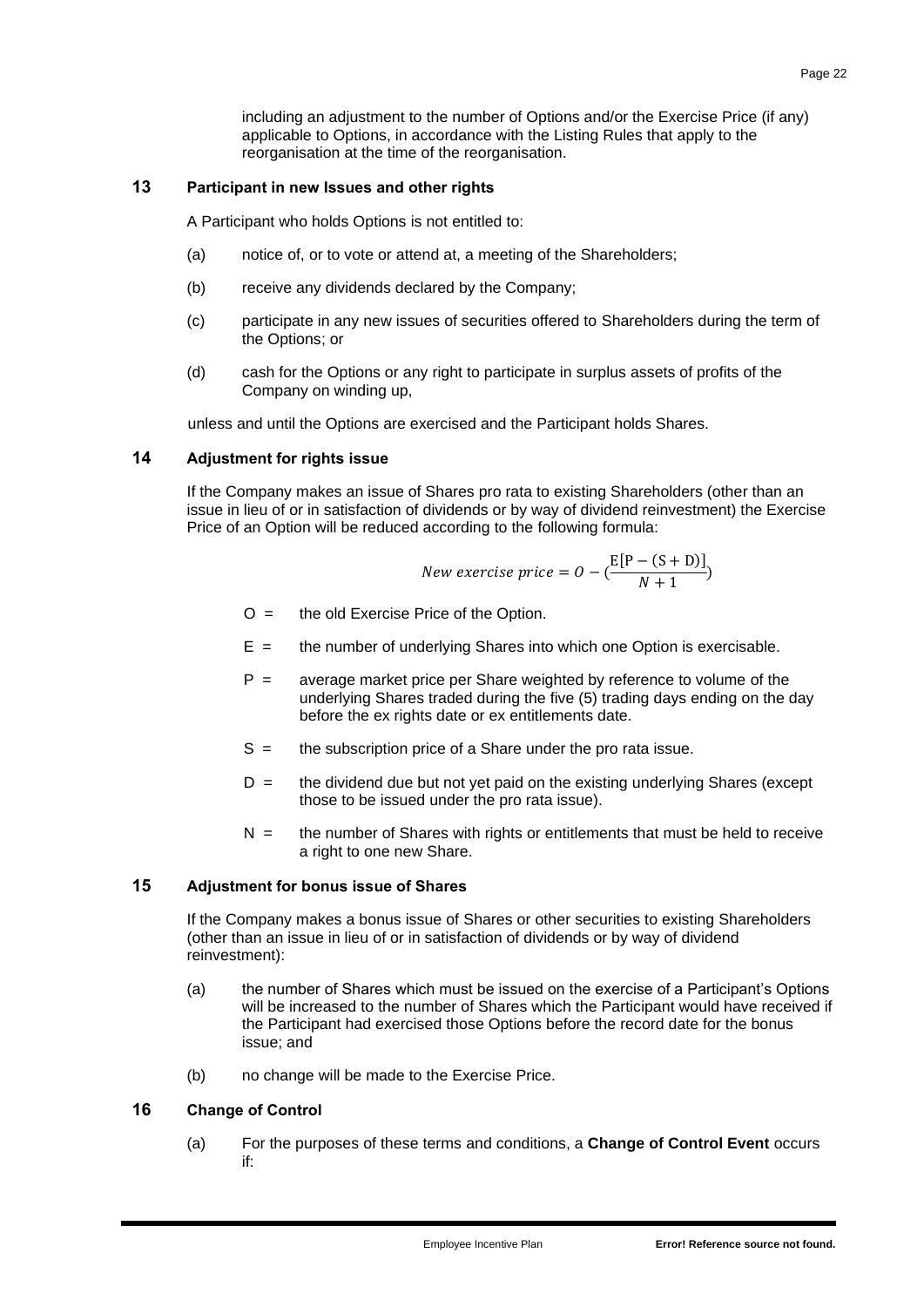including an adjustment to the number of Options and/or the Exercise Price (if any) applicable to Options, in accordance with the Listing Rules that apply to the reorganisation at the time of the reorganisation.

## 13 Participant in new Issues and other rights

A Participant who holds Options is not entitled to:

(a) notice of, or to vote or attend at, a meeting of the Shareholders;

(b) receive any dividends declared by the Company;

(c) participate in any new issues of securities offered to Shareholders during the term of the Options; or

(d) cash for the Options or any right to participate in surplus assets of profits of the Company on winding up,

unless and until the Options are exercised and the Participant holds Shares.

## 14 Adjustment for rights issue

If the Company makes an issue of Shares pro rata to existing Shareholders (other than an issue in lieu of or in satisfaction of dividends or by way of dividend reinvestment) the Exercise Price of an Option will be reduced according to the following formula:

$$New\ exercise\ price = O - \left(\frac{E[P - (S + D)]}{N + 1}\right)$$

O = the old Exercise Price of the Option.

E = the number of underlying Shares into which one Option is exercisable.

P = average market price per Share weighted by reference to volume of the underlying Shares traded during the five (5) trading days ending on the day before the ex rights date or ex entitlements date.

S = the subscription price of a Share under the pro rata issue.

D = the dividend due but not yet paid on the existing underlying Shares (except those to be issued under the pro rata issue).

N = the number of Shares with rights or entitlements that must be held to receive a right to one new Share.

## 15 Adjustment for bonus issue of Shares

If the Company makes a bonus issue of Shares or other securities to existing Shareholders (other than an issue in lieu of or in satisfaction of dividends or by way of dividend reinvestment):

(a) the number of Shares which must be issued on the exercise of a Participant's Options will be increased to the number of Shares which the Participant would have received if the Participant had exercised those Options before the record date for the bonus issue; and

(b) no change will be made to the Exercise Price.

## 16 Change of Control

(a) For the purposes of these terms and conditions, a **Change of Control Event** occurs if: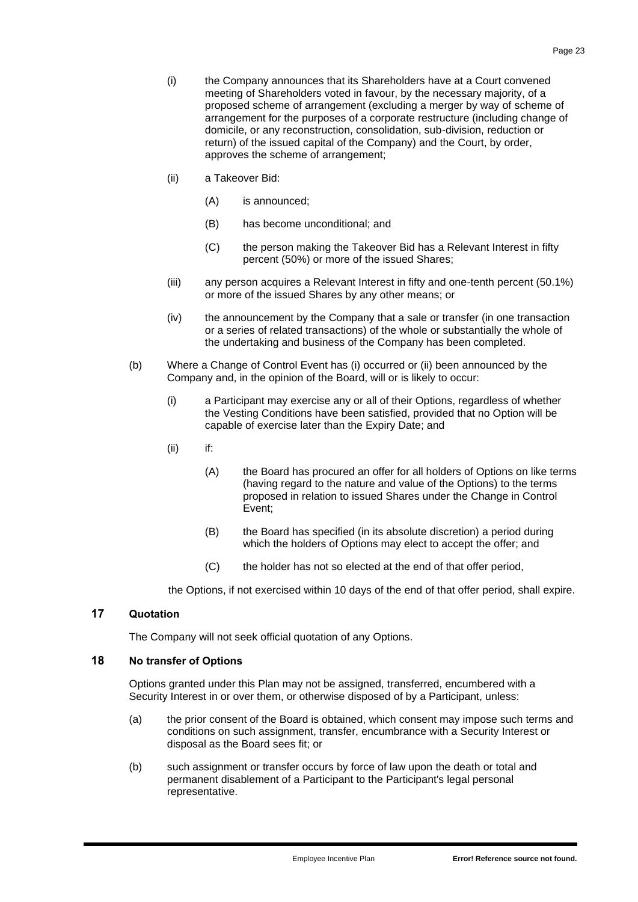(i) the Company announces that its Shareholders have at a Court convened meeting of Shareholders voted in favour, by the necessary majority, of a proposed scheme of arrangement (excluding a merger by way of scheme of arrangement for the purposes of a corporate restructure (including change of domicile, or any reconstruction, consolidation, sub-division, reduction or return) of the issued capital of the Company) and the Court, by order, approves the scheme of arrangement;

(ii) a Takeover Bid:

(A) is announced;

(B) has become unconditional; and

(C) the person making the Takeover Bid has a Relevant Interest in fifty percent (50%) or more of the issued Shares;

(iii) any person acquires a Relevant Interest in fifty and one-tenth percent (50.1%) or more of the issued Shares by any other means; or

(iv) the announcement by the Company that a sale or transfer (in one transaction or a series of related transactions) of the whole or substantially the whole of the undertaking and business of the Company has been completed.

(b) Where a Change of Control Event has (i) occurred or (ii) been announced by the Company and, in the opinion of the Board, will or is likely to occur:

(i) a Participant may exercise any or all of their Options, regardless of whether the Vesting Conditions have been satisfied, provided that no Option will be capable of exercise later than the Expiry Date; and

(ii) if:

(A) the Board has procured an offer for all holders of Options on like terms (having regard to the nature and value of the Options) to the terms proposed in relation to issued Shares under the Change in Control Event;

(B) the Board has specified (in its absolute discretion) a period during which the holders of Options may elect to accept the offer; and

(C) the holder has not so elected at the end of that offer period,

the Options, if not exercised within 10 days of the end of that offer period, shall expire.

## 17 Quotation

The Company will not seek official quotation of any Options.

## 18 No transfer of Options

Options granted under this Plan may not be assigned, transferred, encumbered with a Security Interest in or over them, or otherwise disposed of by a Participant, unless:

(a) the prior consent of the Board is obtained, which consent may impose such terms and conditions on such assignment, transfer, encumbrance with a Security Interest or disposal as the Board sees fit; or

(b) such assignment or transfer occurs by force of law upon the death or total and permanent disablement of a Participant to the Participant's legal personal representative.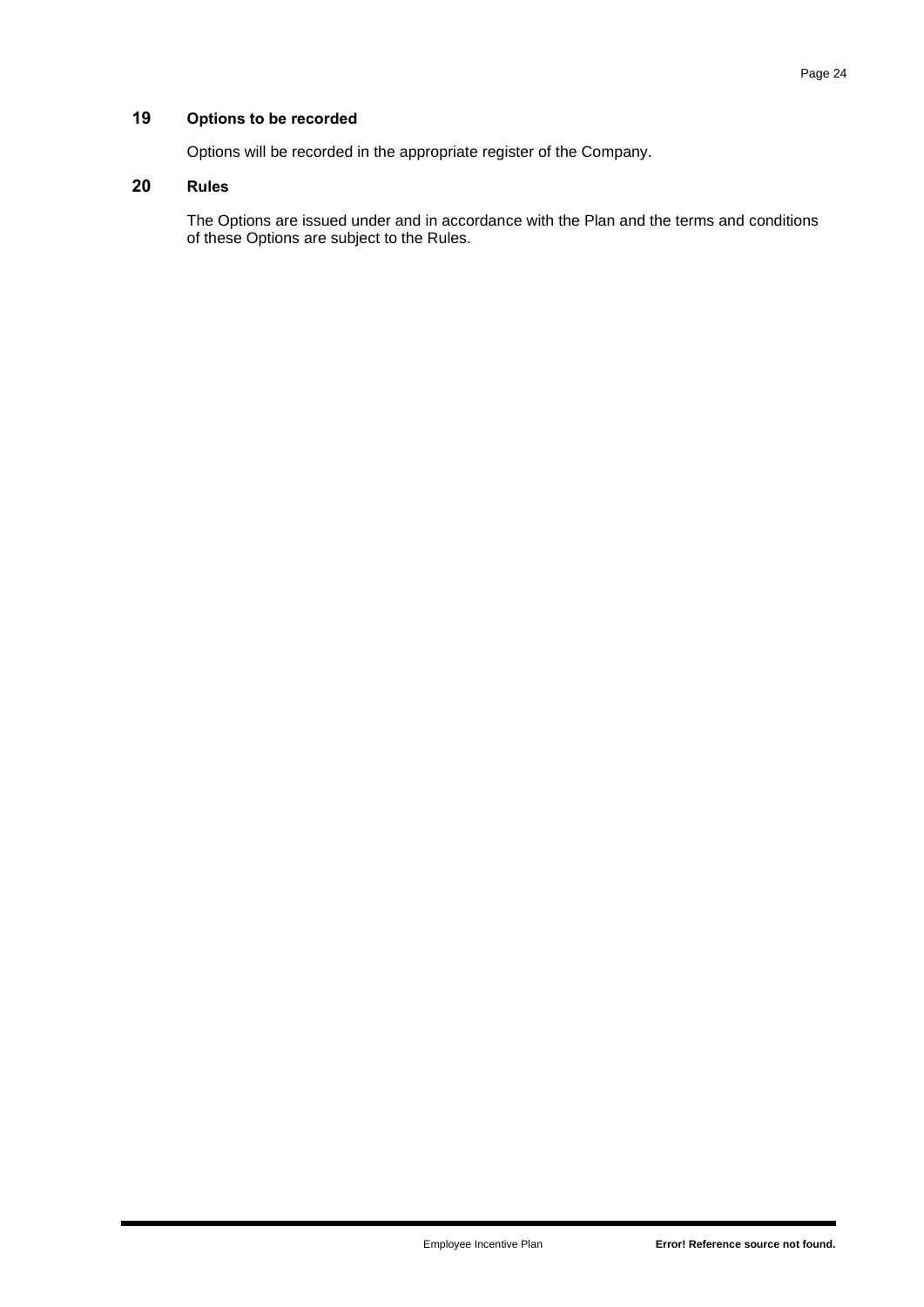## 19 Options to be recorded

Options will be recorded in the appropriate register of the Company.

## 20 Rules

The Options are issued under and in accordance with the Plan and the terms and conditions of these Options are subject to the Rules.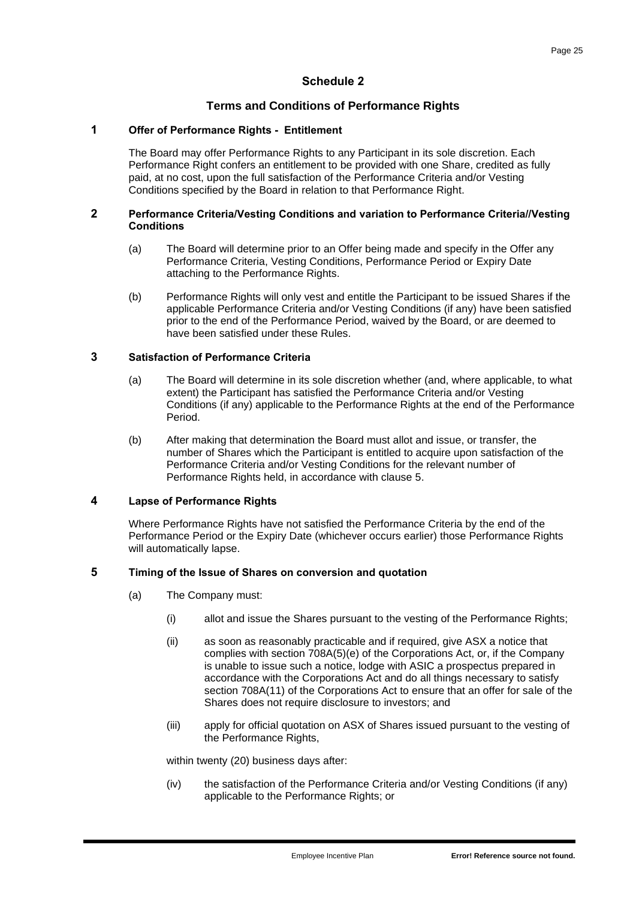# Schedule 2

## Terms and Conditions of Performance Rights

### 1 Offer of Performance Rights - Entitlement

The Board may offer Performance Rights to any Participant in its sole discretion. Each Performance Right confers an entitlement to be provided with one Share, credited as fully paid, at no cost, upon the full satisfaction of the Performance Criteria and/or Vesting Conditions specified by the Board in relation to that Performance Right.

### 2 Performance Criteria/Vesting Conditions and variation to Performance Criteria//Vesting Conditions

(a) The Board will determine prior to an Offer being made and specify in the Offer any Performance Criteria, Vesting Conditions, Performance Period or Expiry Date attaching to the Performance Rights.

(b) Performance Rights will only vest and entitle the Participant to be issued Shares if the applicable Performance Criteria and/or Vesting Conditions (if any) have been satisfied prior to the end of the Performance Period, waived by the Board, or are deemed to have been satisfied under these Rules.

### 3 Satisfaction of Performance Criteria

(a) The Board will determine in its sole discretion whether (and, where applicable, to what extent) the Participant has satisfied the Performance Criteria and/or Vesting Conditions (if any) applicable to the Performance Rights at the end of the Performance Period.

(b) After making that determination the Board must allot and issue, or transfer, the number of Shares which the Participant is entitled to acquire upon satisfaction of the Performance Criteria and/or Vesting Conditions for the relevant number of Performance Rights held, in accordance with clause 5.

### 4 Lapse of Performance Rights

Where Performance Rights have not satisfied the Performance Criteria by the end of the Performance Period or the Expiry Date (whichever occurs earlier) those Performance Rights will automatically lapse.

### 5 Timing of the Issue of Shares on conversion and quotation

(a) The Company must:

(i) allot and issue the Shares pursuant to the vesting of the Performance Rights;

(ii) as soon as reasonably practicable and if required, give ASX a notice that complies with section 708A(5)(e) of the Corporations Act, or, if the Company is unable to issue such a notice, lodge with ASIC a prospectus prepared in accordance with the Corporations Act and do all things necessary to satisfy section 708A(11) of the Corporations Act to ensure that an offer for sale of the Shares does not require disclosure to investors; and

(iii) apply for official quotation on ASX of Shares issued pursuant to the vesting of the Performance Rights,

within twenty (20) business days after:

(iv) the satisfaction of the Performance Criteria and/or Vesting Conditions (if any) applicable to the Performance Rights; or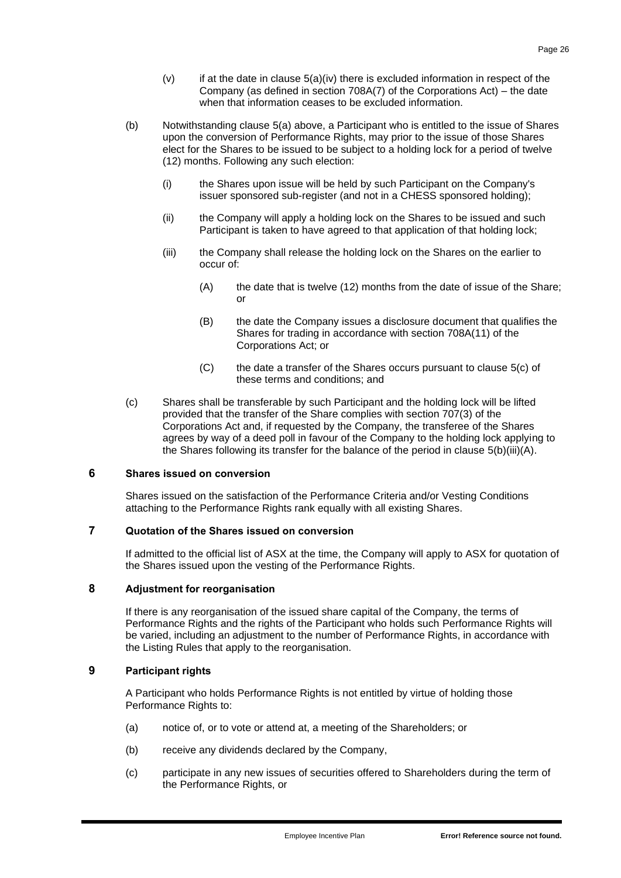(v) if at the date in clause 5(a)(iv) there is excluded information in respect of the Company (as defined in section 708A(7) of the Corporations Act) – the date when that information ceases to be excluded information.

(b) Notwithstanding clause 5(a) above, a Participant who is entitled to the issue of Shares upon the conversion of Performance Rights, may prior to the issue of those Shares elect for the Shares to be issued to be subject to a holding lock for a period of twelve (12) months. Following any such election:

(i) the Shares upon issue will be held by such Participant on the Company's issuer sponsored sub-register (and not in a CHESS sponsored holding);

(ii) the Company will apply a holding lock on the Shares to be issued and such Participant is taken to have agreed to that application of that holding lock;

(iii) the Company shall release the holding lock on the Shares on the earlier to occur of:

(A) the date that is twelve (12) months from the date of issue of the Share; or

(B) the date the Company issues a disclosure document that qualifies the Shares for trading in accordance with section 708A(11) of the Corporations Act; or

(C) the date a transfer of the Shares occurs pursuant to clause 5(c) of these terms and conditions; and

(c) Shares shall be transferable by such Participant and the holding lock will be lifted provided that the transfer of the Share complies with section 707(3) of the Corporations Act and, if requested by the Company, the transferee of the Shares agrees by way of a deed poll in favour of the Company to the holding lock applying to the Shares following its transfer for the balance of the period in clause 5(b)(iii)(A).

## 6 Shares issued on conversion

Shares issued on the satisfaction of the Performance Criteria and/or Vesting Conditions attaching to the Performance Rights rank equally with all existing Shares.

## 7 Quotation of the Shares issued on conversion

If admitted to the official list of ASX at the time, the Company will apply to ASX for quotation of the Shares issued upon the vesting of the Performance Rights.

## 8 Adjustment for reorganisation

If there is any reorganisation of the issued share capital of the Company, the terms of Performance Rights and the rights of the Participant who holds such Performance Rights will be varied, including an adjustment to the number of Performance Rights, in accordance with the Listing Rules that apply to the reorganisation.

## 9 Participant rights

A Participant who holds Performance Rights is not entitled by virtue of holding those Performance Rights to:

(a) notice of, or to vote or attend at, a meeting of the Shareholders; or

(b) receive any dividends declared by the Company,

(c) participate in any new issues of securities offered to Shareholders during the term of the Performance Rights, or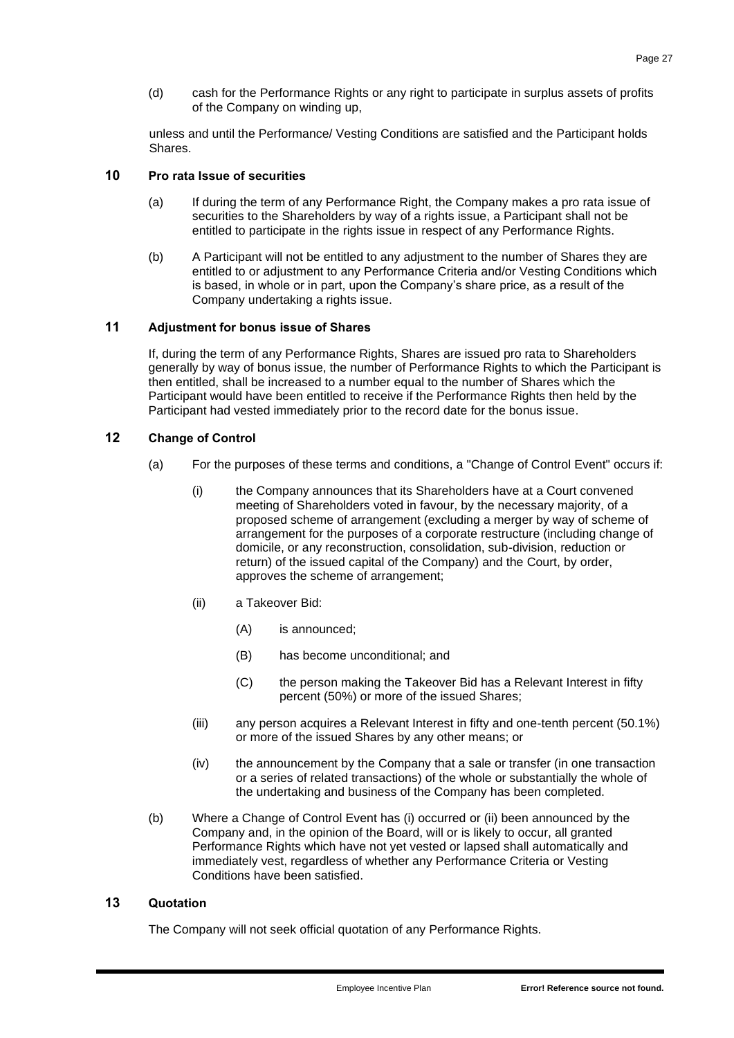(d) cash for the Performance Rights or any right to participate in surplus assets of profits of the Company on winding up,

unless and until the Performance/ Vesting Conditions are satisfied and the Participant holds Shares.

## 10 Pro rata Issue of securities

(a) If during the term of any Performance Right, the Company makes a pro rata issue of securities to the Shareholders by way of a rights issue, a Participant shall not be entitled to participate in the rights issue in respect of any Performance Rights.

(b) A Participant will not be entitled to any adjustment to the number of Shares they are entitled to or adjustment to any Performance Criteria and/or Vesting Conditions which is based, in whole or in part, upon the Company's share price, as a result of the Company undertaking a rights issue.

## 11 Adjustment for bonus issue of Shares

If, during the term of any Performance Rights, Shares are issued pro rata to Shareholders generally by way of bonus issue, the number of Performance Rights to which the Participant is then entitled, shall be increased to a number equal to the number of Shares which the Participant would have been entitled to receive if the Performance Rights then held by the Participant had vested immediately prior to the record date for the bonus issue.

## 12 Change of Control

(a) For the purposes of these terms and conditions, a "Change of Control Event" occurs if:

(i) the Company announces that its Shareholders have at a Court convened meeting of Shareholders voted in favour, by the necessary majority, of a proposed scheme of arrangement (excluding a merger by way of scheme of arrangement for the purposes of a corporate restructure (including change of domicile, or any reconstruction, consolidation, sub-division, reduction or return) of the issued capital of the Company) and the Court, by order, approves the scheme of arrangement;

(ii) a Takeover Bid:

(A) is announced;

(B) has become unconditional; and

(C) the person making the Takeover Bid has a Relevant Interest in fifty percent (50%) or more of the issued Shares;

(iii) any person acquires a Relevant Interest in fifty and one-tenth percent (50.1%) or more of the issued Shares by any other means; or

(iv) the announcement by the Company that a sale or transfer (in one transaction or a series of related transactions) of the whole or substantially the whole of the undertaking and business of the Company has been completed.

(b) Where a Change of Control Event has (i) occurred or (ii) been announced by the Company and, in the opinion of the Board, will or is likely to occur, all granted Performance Rights which have not yet vested or lapsed shall automatically and immediately vest, regardless of whether any Performance Criteria or Vesting Conditions have been satisfied.

## 13 Quotation

The Company will not seek official quotation of any Performance Rights.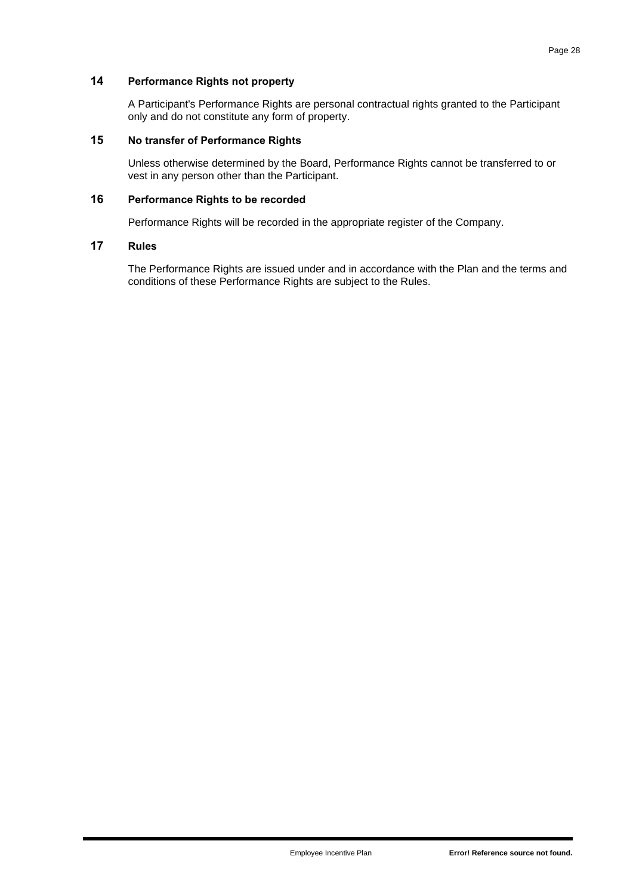## 14 Performance Rights not property

A Participant's Performance Rights are personal contractual rights granted to the Participant only and do not constitute any form of property.

## 15 No transfer of Performance Rights

Unless otherwise determined by the Board, Performance Rights cannot be transferred to or vest in any person other than the Participant.

## 16 Performance Rights to be recorded

Performance Rights will be recorded in the appropriate register of the Company.

## 17 Rules

The Performance Rights are issued under and in accordance with the Plan and the terms and conditions of these Performance Rights are subject to the Rules.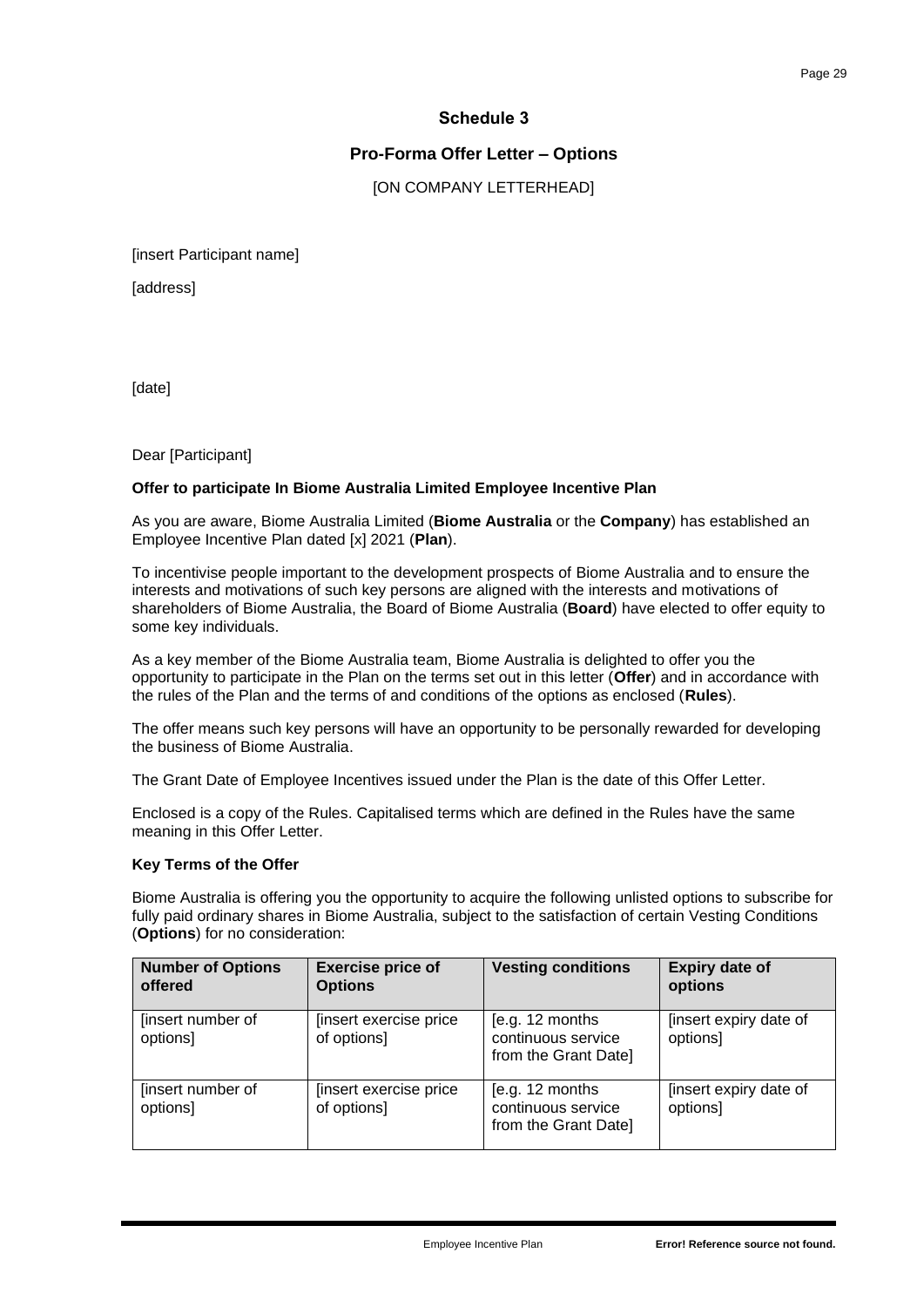# Schedule 3

## Pro-Forma Offer Letter – Options

[ON COMPANY LETTERHEAD]

[insert Participant name]

[address]

[date]

Dear [Participant]

**Offer to participate In Biome Australia Limited Employee Incentive Plan**

As you are aware, Biome Australia Limited (**Biome Australia** or the **Company**) has established an Employee Incentive Plan dated [x] 2021 (**Plan**).

To incentivise people important to the development prospects of Biome Australia and to ensure the interests and motivations of such key persons are aligned with the interests and motivations of shareholders of Biome Australia, the Board of Biome Australia (**Board**) have elected to offer equity to some key individuals.

As a key member of the Biome Australia team, Biome Australia is delighted to offer you the opportunity to participate in the Plan on the terms set out in this letter (**Offer**) and in accordance with the rules of the Plan and the terms of and conditions of the options as enclosed (**Rules**).

The offer means such key persons will have an opportunity to be personally rewarded for developing the business of Biome Australia.

The Grant Date of Employee Incentives issued under the Plan is the date of this Offer Letter.

Enclosed is a copy of the Rules. Capitalised terms which are defined in the Rules have the same meaning in this Offer Letter.

**Key Terms of the Offer**

Biome Australia is offering you the opportunity to acquire the following unlisted options to subscribe for fully paid ordinary shares in Biome Australia, subject to the satisfaction of certain Vesting Conditions (**Options**) for no consideration:

| Number of Options offered | Exercise price of Options | Vesting conditions | Expiry date of options |
|---|---|---|---|
| [insert number of options] | [insert exercise price of options] | [e.g. 12 months continuous service from the Grant Date] | [insert expiry date of options] |
| [insert number of options] | [insert exercise price of options] | [e.g. 12 months continuous service from the Grant Date] | [insert expiry date of options] |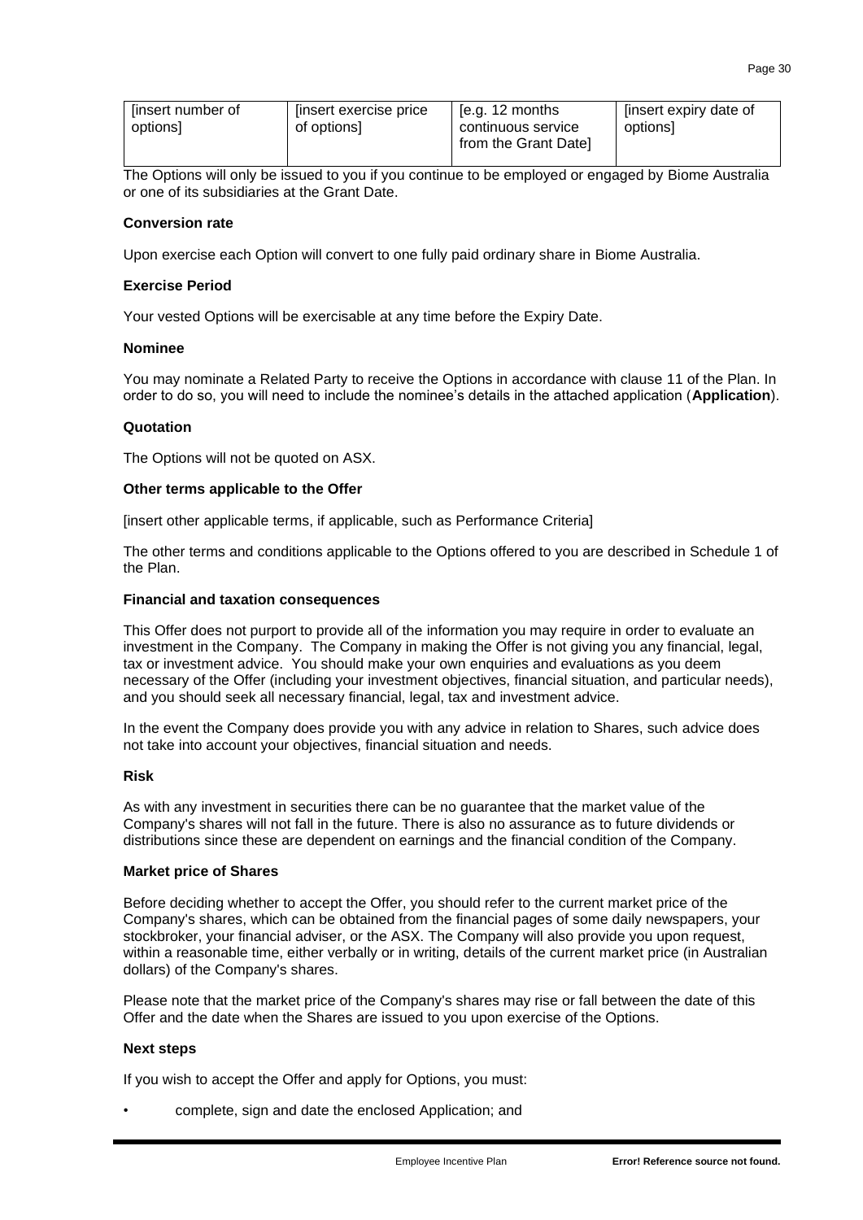| [insert number of options] | [insert exercise price of options] | [e.g. 12 months continuous service from the Grant Date] | [insert expiry date of options] |
|---|---|---|---|

The Options will only be issued to you if you continue to be employed or engaged by Biome Australia or one of its subsidiaries at the Grant Date.

**Conversion rate**

Upon exercise each Option will convert to one fully paid ordinary share in Biome Australia.

**Exercise Period**

Your vested Options will be exercisable at any time before the Expiry Date.

**Nominee**

You may nominate a Related Party to receive the Options in accordance with clause 11 of the Plan. In order to do so, you will need to include the nominee's details in the attached application (**Application**).

**Quotation**

The Options will not be quoted on ASX.

**Other terms applicable to the Offer**

[insert other applicable terms, if applicable, such as Performance Criteria]

The other terms and conditions applicable to the Options offered to you are described in Schedule 1 of the Plan.

**Financial and taxation consequences**

This Offer does not purport to provide all of the information you may require in order to evaluate an investment in the Company. The Company in making the Offer is not giving you any financial, legal, tax or investment advice. You should make your own enquiries and evaluations as you deem necessary of the Offer (including your investment objectives, financial situation, and particular needs), and you should seek all necessary financial, legal, tax and investment advice.

In the event the Company does provide you with any advice in relation to Shares, such advice does not take into account your objectives, financial situation and needs.

**Risk**

As with any investment in securities there can be no guarantee that the market value of the Company's shares will not fall in the future. There is also no assurance as to future dividends or distributions since these are dependent on earnings and the financial condition of the Company.

**Market price of Shares**

Before deciding whether to accept the Offer, you should refer to the current market price of the Company's shares, which can be obtained from the financial pages of some daily newspapers, your stockbroker, your financial adviser, or the ASX. The Company will also provide you upon request, within a reasonable time, either verbally or in writing, details of the current market price (in Australian dollars) of the Company's shares.

Please note that the market price of the Company's shares may rise or fall between the date of this Offer and the date when the Shares are issued to you upon exercise of the Options.

**Next steps**

If you wish to accept the Offer and apply for Options, you must:

- complete, sign and date the enclosed Application; and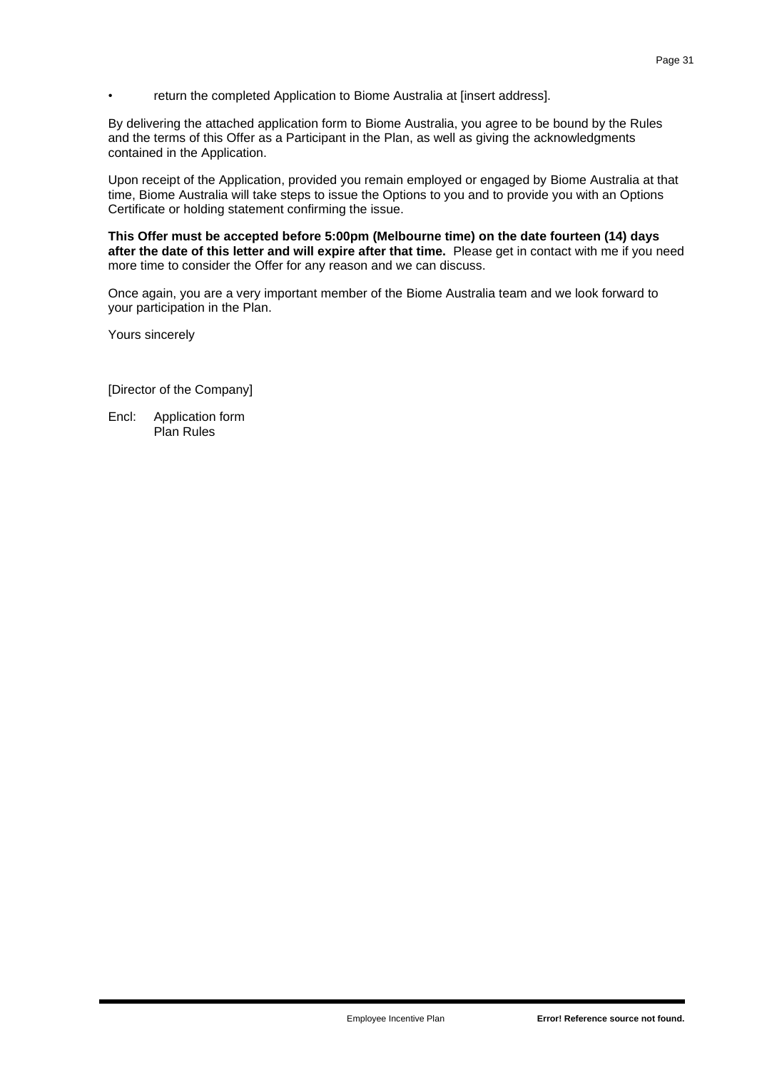- return the completed Application to Biome Australia at [insert address].

By delivering the attached application form to Biome Australia, you agree to be bound by the Rules and the terms of this Offer as a Participant in the Plan, as well as giving the acknowledgments contained in the Application.

Upon receipt of the Application, provided you remain employed or engaged by Biome Australia at that time, Biome Australia will take steps to issue the Options to you and to provide you with an Options Certificate or holding statement confirming the issue.

**This Offer must be accepted before 5:00pm (Melbourne time) on the date fourteen (14) days after the date of this letter and will expire after that time.** Please get in contact with me if you need more time to consider the Offer for any reason and we can discuss.

Once again, you are a very important member of the Biome Australia team and we look forward to your participation in the Plan.

Yours sincerely

[Director of the Company]

Encl: Application form
Plan Rules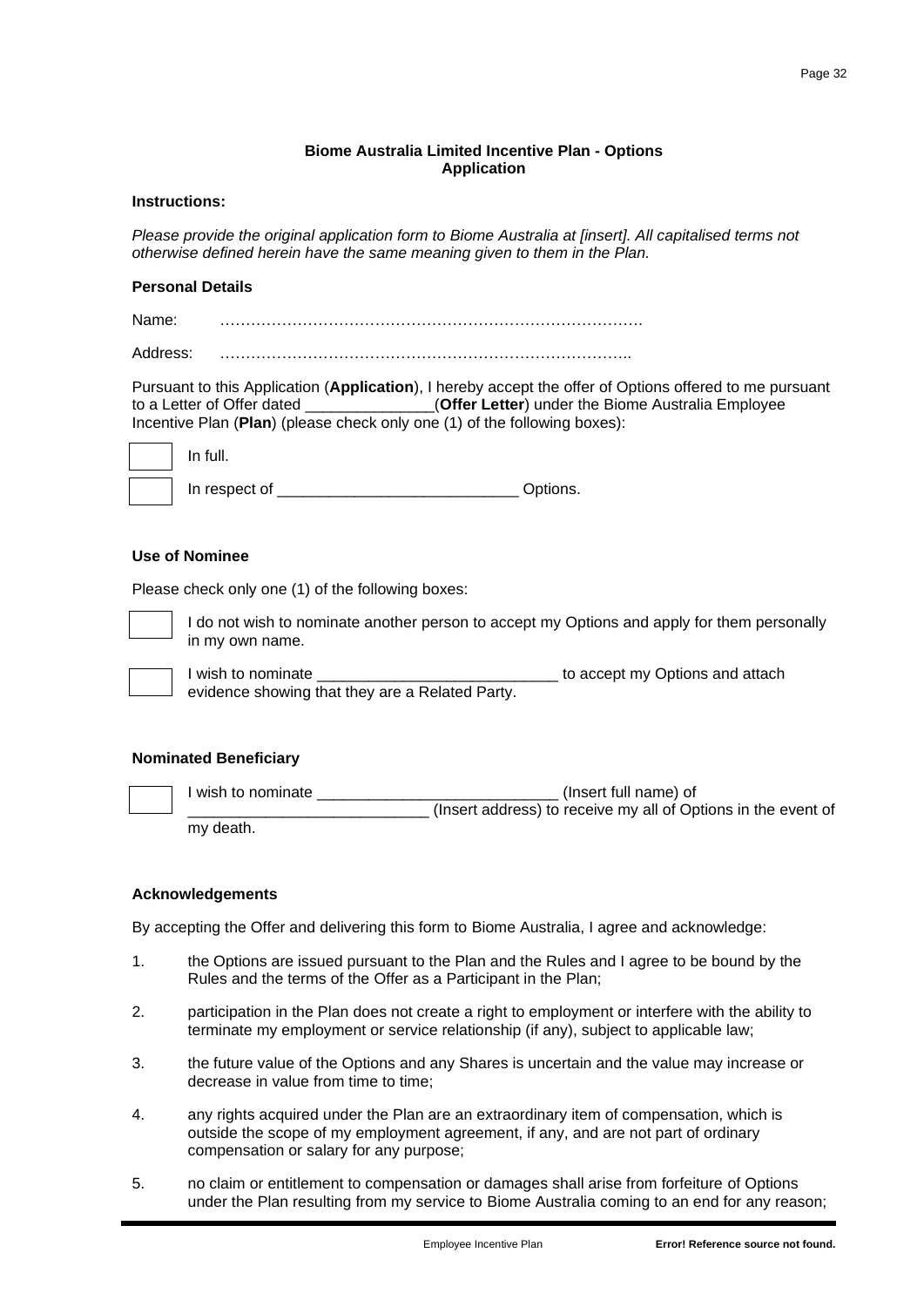**Biome Australia Limited Incentive Plan - Options**
**Application**

**Instructions:**

*Please provide the original application form to Biome Australia at [insert]. All capitalised terms not otherwise defined herein have the same meaning given to them in the Plan.*

**Personal Details**

Name: ……………………………………………………………………….

Address: ……………………………………………………………………..

Pursuant to this Application (**Application**), I hereby accept the offer of Options offered to me pursuant to a Letter of Offer dated _______________(**Offer Letter**) under the Biome Australia Employee Incentive Plan (**Plan**) (please check only one (1) of the following boxes):

☐ In full.

☐ In respect of ____________________________ Options.

**Use of Nominee**

Please check only one (1) of the following boxes:

☐ I do not wish to nominate another person to accept my Options and apply for them personally in my own name.

☐ I wish to nominate ____________________________ to accept my Options and attach evidence showing that they are a Related Party.

**Nominated Beneficiary**

☐ I wish to nominate ____________________________ (Insert full name) of ____________________________ (Insert address) to receive my all of Options in the event of my death.

**Acknowledgements**

By accepting the Offer and delivering this form to Biome Australia, I agree and acknowledge:

1. the Options are issued pursuant to the Plan and the Rules and I agree to be bound by the Rules and the terms of the Offer as a Participant in the Plan;
2. participation in the Plan does not create a right to employment or interfere with the ability to terminate my employment or service relationship (if any), subject to applicable law;
3. the future value of the Options and any Shares is uncertain and the value may increase or decrease in value from time to time;
4. any rights acquired under the Plan are an extraordinary item of compensation, which is outside the scope of my employment agreement, if any, and are not part of ordinary compensation or salary for any purpose;
5. no claim or entitlement to compensation or damages shall arise from forfeiture of Options under the Plan resulting from my service to Biome Australia coming to an end for any reason;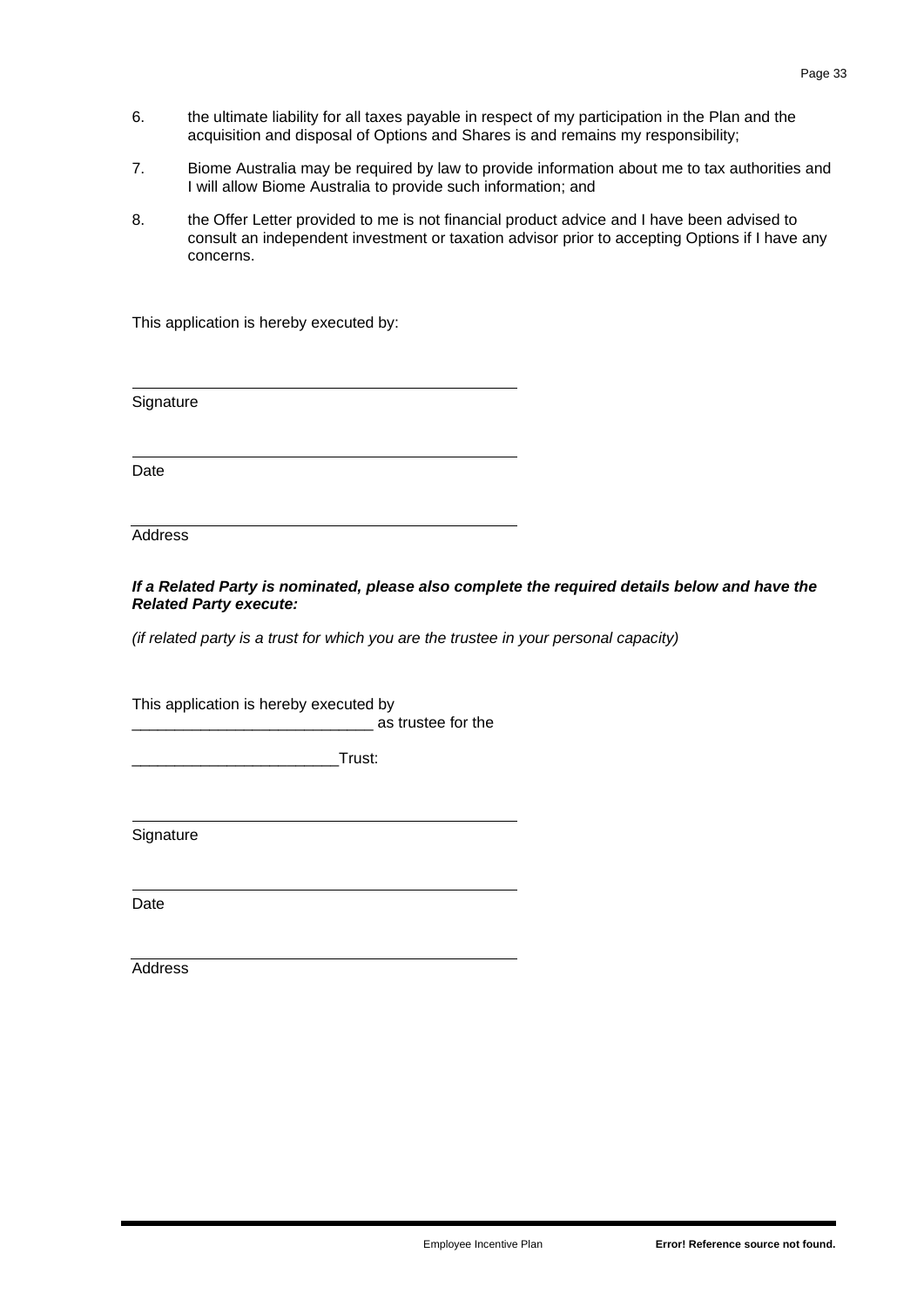6. the ultimate liability for all taxes payable in respect of my participation in the Plan and the acquisition and disposal of Options and Shares is and remains my responsibility;
7. Biome Australia may be required by law to provide information about me to tax authorities and I will allow Biome Australia to provide such information; and
8. the Offer Letter provided to me is not financial product advice and I have been advised to consult an independent investment or taxation advisor prior to accepting Options if I have any concerns.

This application is hereby executed by:

\_\_\_\_\_\_\_\_\_\_\_\_\_\_\_\_\_\_\_\_\_\_\_\_\_\_\_\_\_\_\_\_\_\_\_\_\_\_\_\_

Signature

\_\_\_\_\_\_\_\_\_\_\_\_\_\_\_\_\_\_\_\_\_\_\_\_\_\_\_\_\_\_\_\_\_\_\_\_\_\_\_\_

Date

\_\_\_\_\_\_\_\_\_\_\_\_\_\_\_\_\_\_\_\_\_\_\_\_\_\_\_\_\_\_\_\_\_\_\_\_\_\_\_\_

Address

***If a Related Party is nominated, please also complete the required details below and have the Related Party execute:***

*(if related party is a trust for which you are the trustee in your personal capacity)*

This application is hereby executed by ____________________________ as trustee for the

________________________Trust:

\_\_\_\_\_\_\_\_\_\_\_\_\_\_\_\_\_\_\_\_\_\_\_\_\_\_\_\_\_\_\_\_\_\_\_\_\_\_\_\_

Signature

\_\_\_\_\_\_\_\_\_\_\_\_\_\_\_\_\_\_\_\_\_\_\_\_\_\_\_\_\_\_\_\_\_\_\_\_\_\_\_\_

Date

\_\_\_\_\_\_\_\_\_\_\_\_\_\_\_\_\_\_\_\_\_\_\_\_\_\_\_\_\_\_\_\_\_\_\_\_\_\_\_\_

Address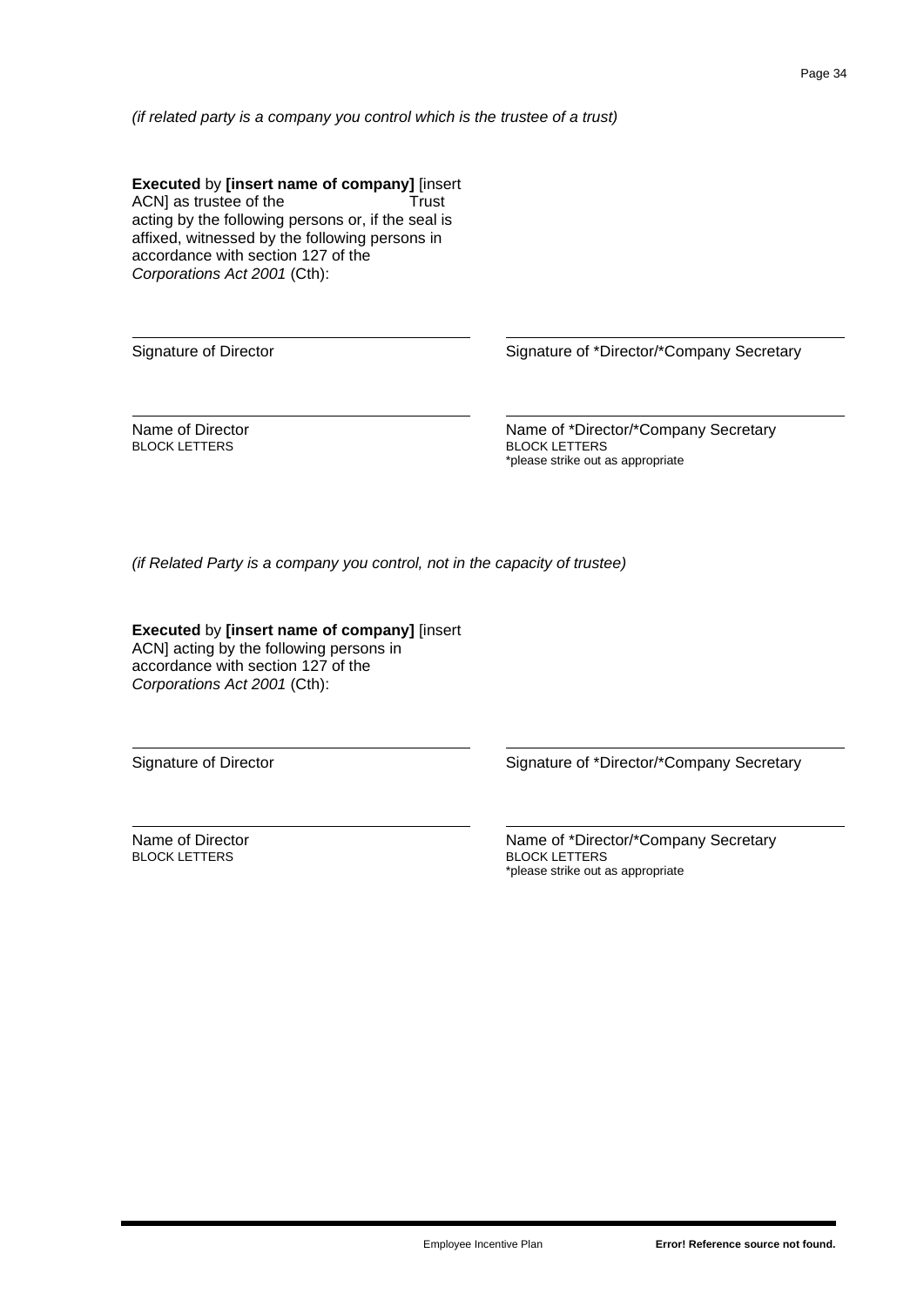*(if related party is a company you control which is the trustee of a trust)*

**Executed** by **[insert name of company]** [insert ACN] as trustee of the                    Trust acting by the following persons or, if the seal is affixed, witnessed by the following persons in accordance with section 127 of the *Corporations Act 2001* (Cth):

| | |
|---|---|
| Signature of Director | Signature of *Director/*Company Secretary |
| Name of Director<br>BLOCK LETTERS | Name of *Director/*Company Secretary<br>BLOCK LETTERS<br>*please strike out as appropriate |

*(if Related Party is a company you control, not in the capacity of trustee)*

**Executed** by **[insert name of company]** [insert ACN] acting by the following persons in accordance with section 127 of the *Corporations Act 2001* (Cth):

| | |
|---|---|
| Signature of Director | Signature of *Director/*Company Secretary |
| Name of Director<br>BLOCK LETTERS | Name of *Director/*Company Secretary<br>BLOCK LETTERS<br>*please strike out as appropriate |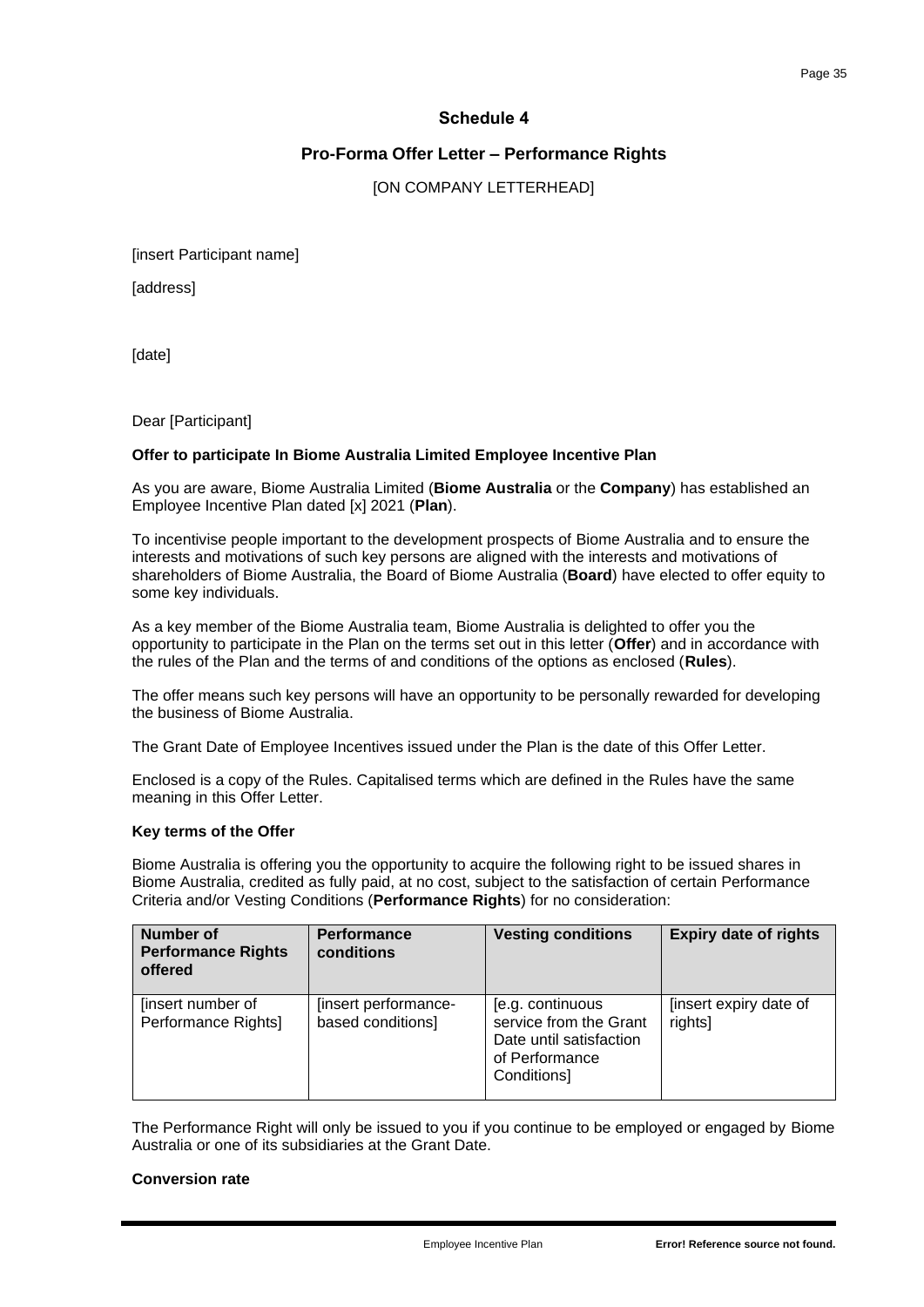## Schedule 4

## Pro-Forma Offer Letter – Performance Rights

[ON COMPANY LETTERHEAD]

[insert Participant name]

[address]

[date]

Dear [Participant]

**Offer to participate In Biome Australia Limited Employee Incentive Plan**

As you are aware, Biome Australia Limited (**Biome Australia** or the **Company**) has established an Employee Incentive Plan dated [x] 2021 (**Plan**).

To incentivise people important to the development prospects of Biome Australia and to ensure the interests and motivations of such key persons are aligned with the interests and motivations of shareholders of Biome Australia, the Board of Biome Australia (**Board**) have elected to offer equity to some key individuals.

As a key member of the Biome Australia team, Biome Australia is delighted to offer you the opportunity to participate in the Plan on the terms set out in this letter (**Offer**) and in accordance with the rules of the Plan and the terms of and conditions of the options as enclosed (**Rules**).

The offer means such key persons will have an opportunity to be personally rewarded for developing the business of Biome Australia.

The Grant Date of Employee Incentives issued under the Plan is the date of this Offer Letter.

Enclosed is a copy of the Rules. Capitalised terms which are defined in the Rules have the same meaning in this Offer Letter.

**Key terms of the Offer**

Biome Australia is offering you the opportunity to acquire the following right to be issued shares in Biome Australia, credited as fully paid, at no cost, subject to the satisfaction of certain Performance Criteria and/or Vesting Conditions (**Performance Rights**) for no consideration:

| Number of Performance Rights offered | Performance conditions | Vesting conditions | Expiry date of rights |
|---|---|---|---|
| [insert number of Performance Rights] | [insert performance-based conditions] | [e.g. continuous service from the Grant Date until satisfaction of Performance Conditions] | [insert expiry date of rights] |

The Performance Right will only be issued to you if you continue to be employed or engaged by Biome Australia or one of its subsidiaries at the Grant Date.

**Conversion rate**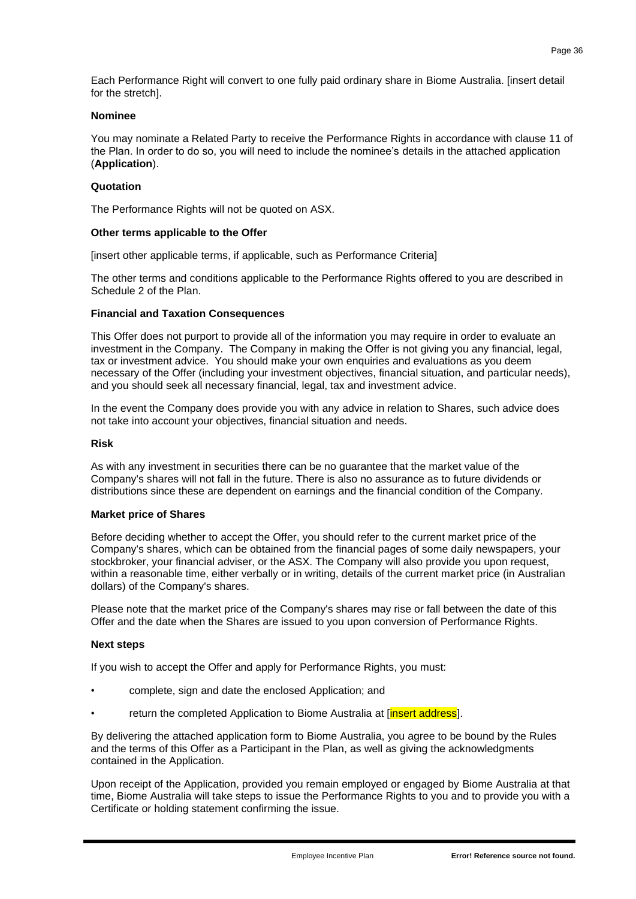Each Performance Right will convert to one fully paid ordinary share in Biome Australia. [insert detail for the stretch].

**Nominee**

You may nominate a Related Party to receive the Performance Rights in accordance with clause 11 of the Plan. In order to do so, you will need to include the nominee's details in the attached application (**Application**).

**Quotation**

The Performance Rights will not be quoted on ASX.

**Other terms applicable to the Offer**

[insert other applicable terms, if applicable, such as Performance Criteria]

The other terms and conditions applicable to the Performance Rights offered to you are described in Schedule 2 of the Plan.

**Financial and Taxation Consequences**

This Offer does not purport to provide all of the information you may require in order to evaluate an investment in the Company. The Company in making the Offer is not giving you any financial, legal, tax or investment advice. You should make your own enquiries and evaluations as you deem necessary of the Offer (including your investment objectives, financial situation, and particular needs), and you should seek all necessary financial, legal, tax and investment advice.

In the event the Company does provide you with any advice in relation to Shares, such advice does not take into account your objectives, financial situation and needs.

**Risk**

As with any investment in securities there can be no guarantee that the market value of the Company's shares will not fall in the future. There is also no assurance as to future dividends or distributions since these are dependent on earnings and the financial condition of the Company.

**Market price of Shares**

Before deciding whether to accept the Offer, you should refer to the current market price of the Company's shares, which can be obtained from the financial pages of some daily newspapers, your stockbroker, your financial adviser, or the ASX. The Company will also provide you upon request, within a reasonable time, either verbally or in writing, details of the current market price (in Australian dollars) of the Company's shares.

Please note that the market price of the Company's shares may rise or fall between the date of this Offer and the date when the Shares are issued to you upon conversion of Performance Rights.

**Next steps**

If you wish to accept the Offer and apply for Performance Rights, you must:

- complete, sign and date the enclosed Application; and
- return the completed Application to Biome Australia at [insert address].

By delivering the attached application form to Biome Australia, you agree to be bound by the Rules and the terms of this Offer as a Participant in the Plan, as well as giving the acknowledgments contained in the Application.

Upon receipt of the Application, provided you remain employed or engaged by Biome Australia at that time, Biome Australia will take steps to issue the Performance Rights to you and to provide you with a Certificate or holding statement confirming the issue.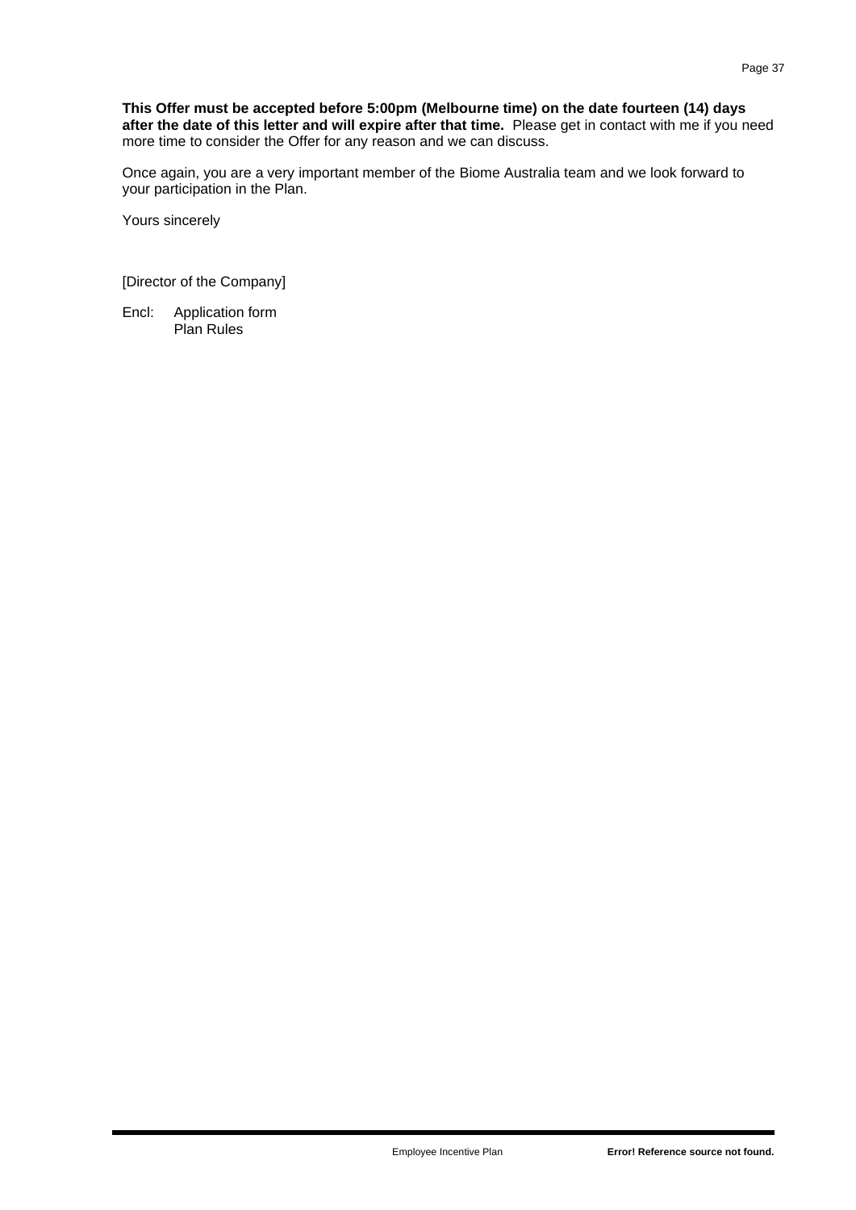**This Offer must be accepted before 5:00pm (Melbourne time) on the date fourteen (14) days after the date of this letter and will expire after that time.** Please get in contact with me if you need more time to consider the Offer for any reason and we can discuss.

Once again, you are a very important member of the Biome Australia team and we look forward to your participation in the Plan.

Yours sincerely

[Director of the Company]

Encl: Application form
Plan Rules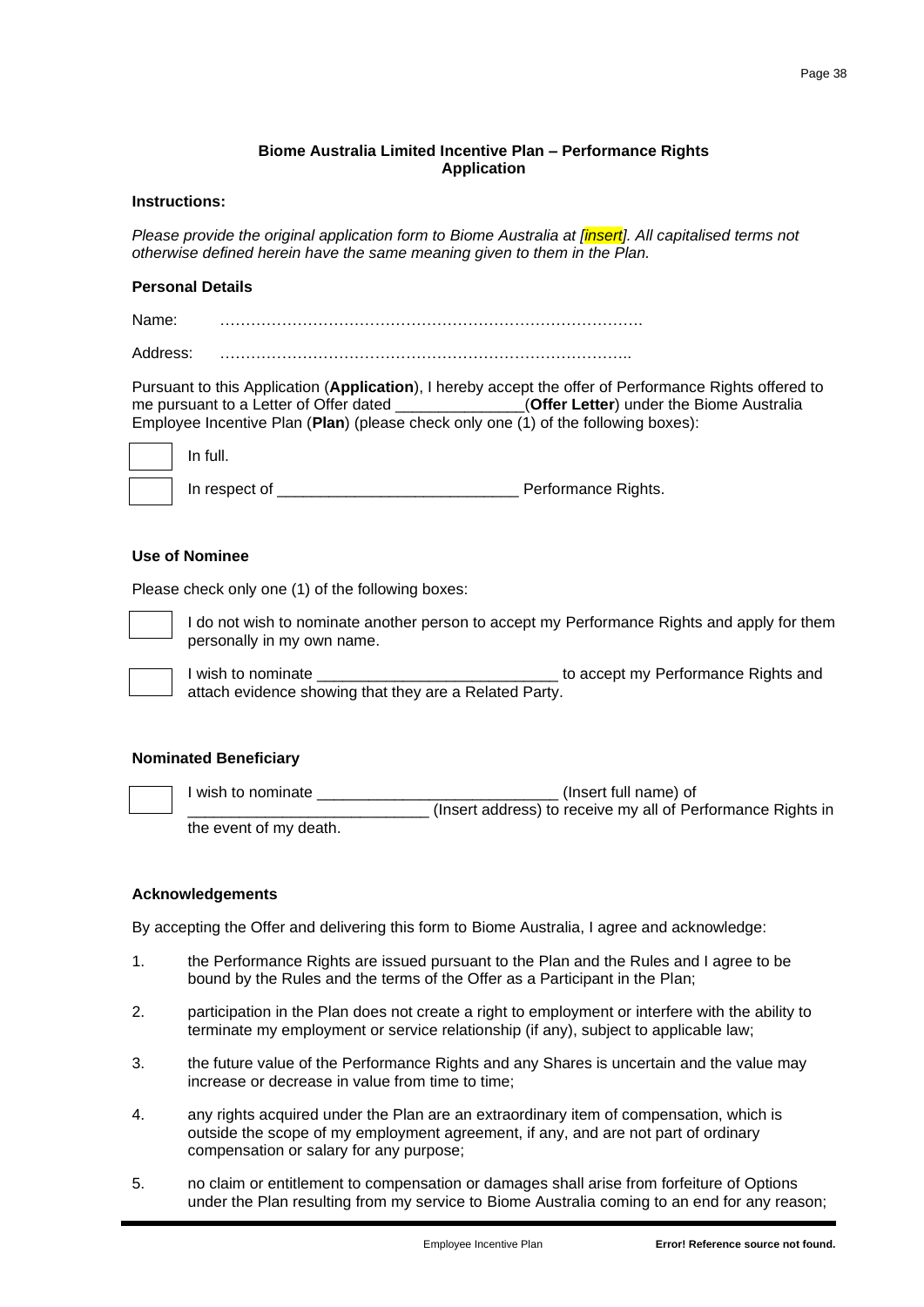**Biome Australia Limited Incentive Plan – Performance Rights Application**

**Instructions:**

*Please provide the original application form to Biome Australia at [insert]. All capitalised terms not otherwise defined herein have the same meaning given to them in the Plan.*

**Personal Details**

Name: ……………………………………………………………………….

Address: ……………………………………………………………………..

Pursuant to this Application (**Application**), I hereby accept the offer of Performance Rights offered to me pursuant to a Letter of Offer dated _______________(**Offer Letter**) under the Biome Australia Employee Incentive Plan (**Plan**) (please check only one (1) of the following boxes):

☐ In full.

☐ In respect of ____________________________ Performance Rights.

**Use of Nominee**

Please check only one (1) of the following boxes:

☐ I do not wish to nominate another person to accept my Performance Rights and apply for them personally in my own name.

☐ I wish to nominate ____________________________ to accept my Performance Rights and attach evidence showing that they are a Related Party.

**Nominated Beneficiary**

☐ I wish to nominate ____________________________ (Insert full name) of ____________________________ (Insert address) to receive my all of Performance Rights in the event of my death.

**Acknowledgements**

By accepting the Offer and delivering this form to Biome Australia, I agree and acknowledge:

1. the Performance Rights are issued pursuant to the Plan and the Rules and I agree to be bound by the Rules and the terms of the Offer as a Participant in the Plan;
2. participation in the Plan does not create a right to employment or interfere with the ability to terminate my employment or service relationship (if any), subject to applicable law;
3. the future value of the Performance Rights and any Shares is uncertain and the value may increase or decrease in value from time to time;
4. any rights acquired under the Plan are an extraordinary item of compensation, which is outside the scope of my employment agreement, if any, and are not part of ordinary compensation or salary for any purpose;
5. no claim or entitlement to compensation or damages shall arise from forfeiture of Options under the Plan resulting from my service to Biome Australia coming to an end for any reason;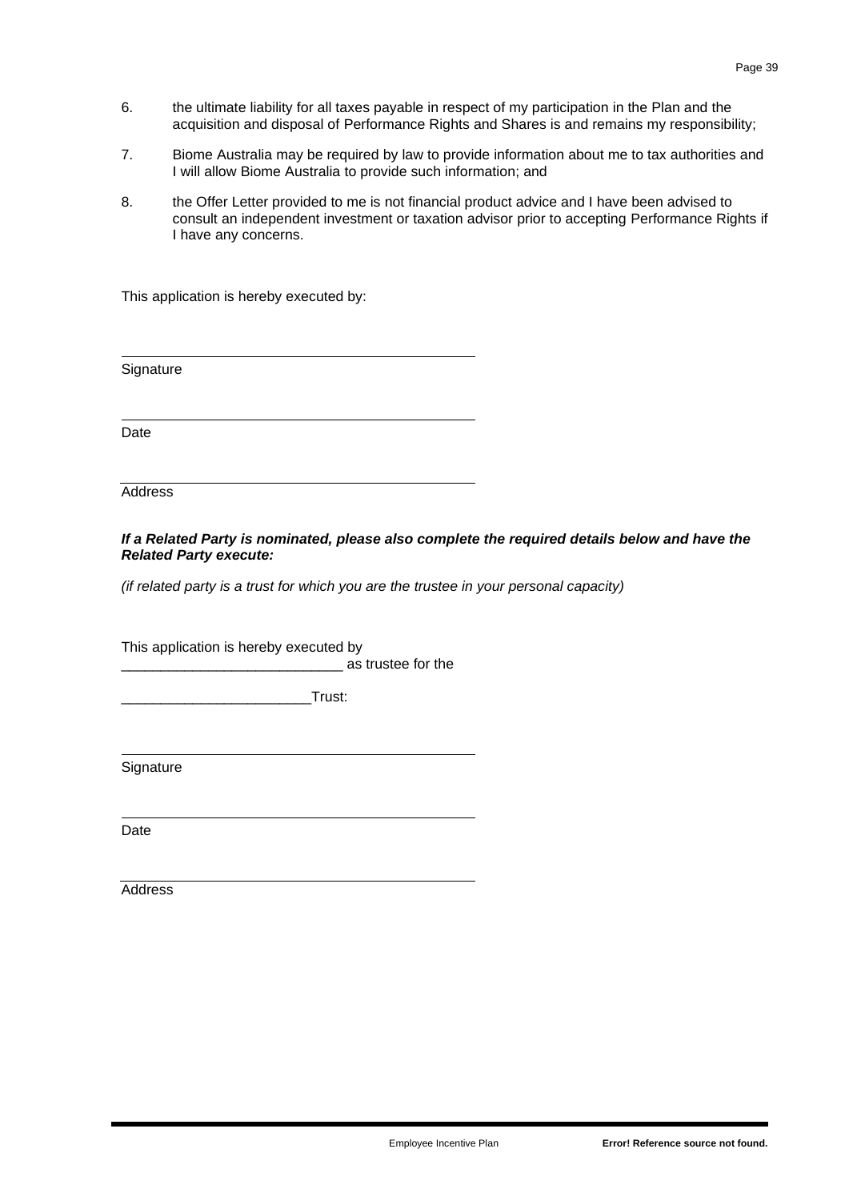6. the ultimate liability for all taxes payable in respect of my participation in the Plan and the acquisition and disposal of Performance Rights and Shares is and remains my responsibility;

7. Biome Australia may be required by law to provide information about me to tax authorities and I will allow Biome Australia to provide such information; and

8. the Offer Letter provided to me is not financial product advice and I have been advised to consult an independent investment or taxation advisor prior to accepting Performance Rights if I have any concerns.

This application is hereby executed by:

______________________________________________

Signature

______________________________________________

Date

______________________________________________

Address

***If a Related Party is nominated, please also complete the required details below and have the Related Party execute:***

*(if related party is a trust for which you are the trustee in your personal capacity)*

This application is hereby executed by ____________________________ as trustee for the

________________________Trust:

______________________________________________

Signature

______________________________________________

Date

______________________________________________

Address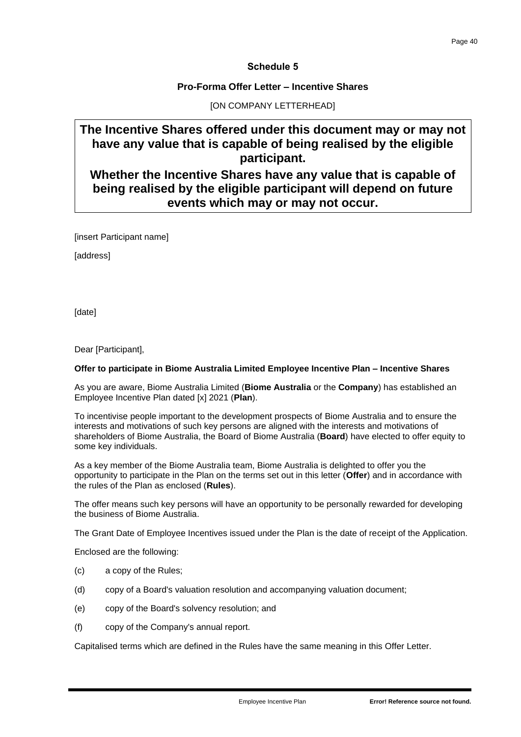# Schedule 5

## Pro-Forma Offer Letter – Incentive Shares

[ON COMPANY LETTERHEAD]

**The Incentive Shares offered under this document may or may not have any value that is capable of being realised by the eligible participant.**

**Whether the Incentive Shares have any value that is capable of being realised by the eligible participant will depend on future events which may or may not occur.**

[insert Participant name]

[address]

[date]

Dear [Participant],

**Offer to participate in Biome Australia Limited Employee Incentive Plan – Incentive Shares**

As you are aware, Biome Australia Limited (**Biome Australia** or the **Company**) has established an Employee Incentive Plan dated [x] 2021 (**Plan**).

To incentivise people important to the development prospects of Biome Australia and to ensure the interests and motivations of such key persons are aligned with the interests and motivations of shareholders of Biome Australia, the Board of Biome Australia (**Board**) have elected to offer equity to some key individuals.

As a key member of the Biome Australia team, Biome Australia is delighted to offer you the opportunity to participate in the Plan on the terms set out in this letter (**Offer**) and in accordance with the rules of the Plan as enclosed (**Rules**).

The offer means such key persons will have an opportunity to be personally rewarded for developing the business of Biome Australia.

The Grant Date of Employee Incentives issued under the Plan is the date of receipt of the Application.

Enclosed are the following:

(c) a copy of the Rules;

(d) copy of a Board's valuation resolution and accompanying valuation document;

(e) copy of the Board's solvency resolution; and

(f) copy of the Company's annual report.

Capitalised terms which are defined in the Rules have the same meaning in this Offer Letter.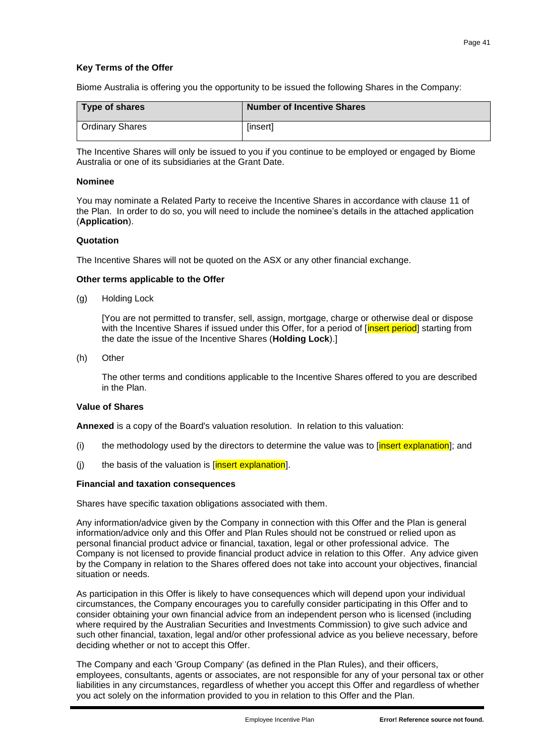**Key Terms of the Offer**

Biome Australia is offering you the opportunity to be issued the following Shares in the Company:

| Type of shares | Number of Incentive Shares |
|---|---|
| Ordinary Shares | [insert] |

The Incentive Shares will only be issued to you if you continue to be employed or engaged by Biome Australia or one of its subsidiaries at the Grant Date.

**Nominee**

You may nominate a Related Party to receive the Incentive Shares in accordance with clause 11 of the Plan. In order to do so, you will need to include the nominee's details in the attached application (**Application**).

**Quotation**

The Incentive Shares will not be quoted on the ASX or any other financial exchange.

**Other terms applicable to the Offer**

(g) Holding Lock

[You are not permitted to transfer, sell, assign, mortgage, charge or otherwise deal or dispose with the Incentive Shares if issued under this Offer, for a period of [insert period] starting from the date the issue of the Incentive Shares (**Holding Lock**).]

(h) Other

The other terms and conditions applicable to the Incentive Shares offered to you are described in the Plan.

**Value of Shares**

**Annexed** is a copy of the Board's valuation resolution. In relation to this valuation:

(i) the methodology used by the directors to determine the value was to [insert explanation]; and

(j) the basis of the valuation is [insert explanation].

**Financial and taxation consequences**

Shares have specific taxation obligations associated with them.

Any information/advice given by the Company in connection with this Offer and the Plan is general information/advice only and this Offer and Plan Rules should not be construed or relied upon as personal financial product advice or financial, taxation, legal or other professional advice. The Company is not licensed to provide financial product advice in relation to this Offer. Any advice given by the Company in relation to the Shares offered does not take into account your objectives, financial situation or needs.

As participation in this Offer is likely to have consequences which will depend upon your individual circumstances, the Company encourages you to carefully consider participating in this Offer and to consider obtaining your own financial advice from an independent person who is licensed (including where required by the Australian Securities and Investments Commission) to give such advice and such other financial, taxation, legal and/or other professional advice as you believe necessary, before deciding whether or not to accept this Offer.

The Company and each 'Group Company' (as defined in the Plan Rules), and their officers, employees, consultants, agents or associates, are not responsible for any of your personal tax or other liabilities in any circumstances, regardless of whether you accept this Offer and regardless of whether you act solely on the information provided to you in relation to this Offer and the Plan.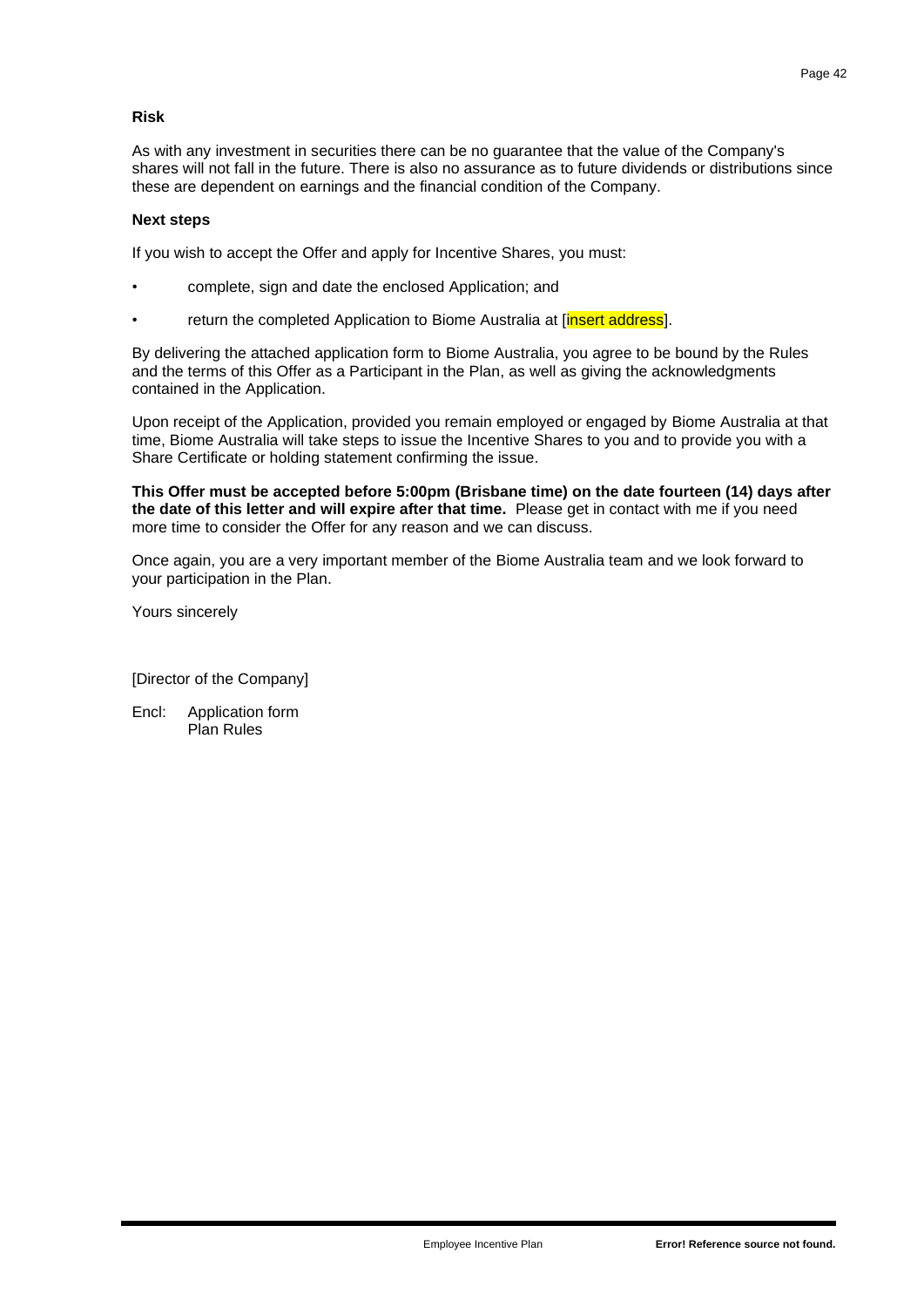**Risk**

As with any investment in securities there can be no guarantee that the value of the Company's shares will not fall in the future. There is also no assurance as to future dividends or distributions since these are dependent on earnings and the financial condition of the Company.

**Next steps**

If you wish to accept the Offer and apply for Incentive Shares, you must:

- complete, sign and date the enclosed Application; and
- return the completed Application to Biome Australia at [insert address].

By delivering the attached application form to Biome Australia, you agree to be bound by the Rules and the terms of this Offer as a Participant in the Plan, as well as giving the acknowledgments contained in the Application.

Upon receipt of the Application, provided you remain employed or engaged by Biome Australia at that time, Biome Australia will take steps to issue the Incentive Shares to you and to provide you with a Share Certificate or holding statement confirming the issue.

**This Offer must be accepted before 5:00pm (Brisbane time) on the date fourteen (14) days after the date of this letter and will expire after that time.** Please get in contact with me if you need more time to consider the Offer for any reason and we can discuss.

Once again, you are a very important member of the Biome Australia team and we look forward to your participation in the Plan.

Yours sincerely

[Director of the Company]

Encl: Application form
Plan Rules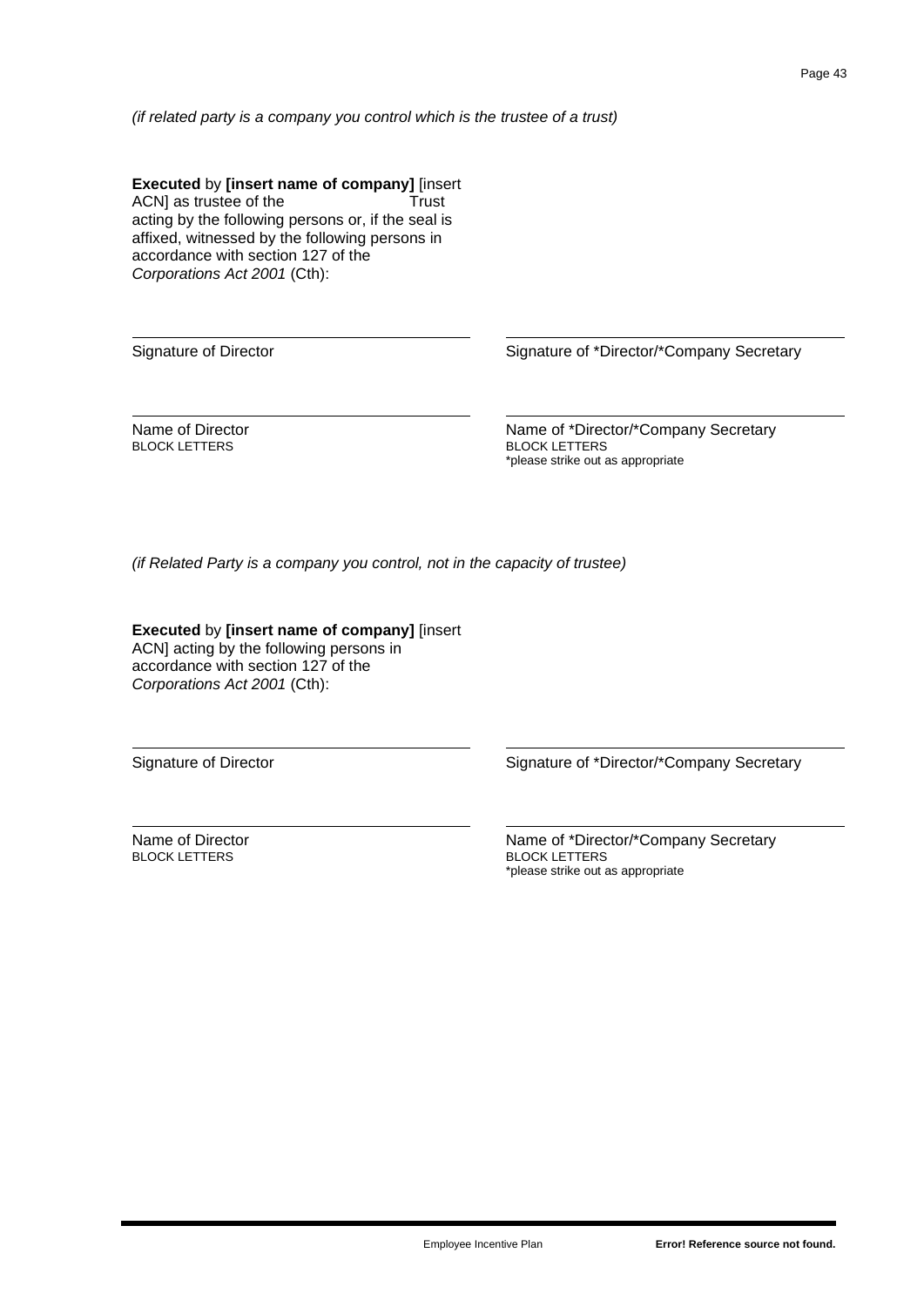*(if related party is a company you control which is the trustee of a trust)*

**Executed** by **[insert name of company]** [insert ACN] as trustee of the Trust acting by the following persons or, if the seal is affixed, witnessed by the following persons in accordance with section 127 of the *Corporations Act 2001* (Cth):

| | |
|---|---|
| Signature of Director | Signature of *Director/*Company Secretary |
| Name of Director<br>BLOCK LETTERS | Name of *Director/*Company Secretary<br>BLOCK LETTERS<br>*please strike out as appropriate |

*(if Related Party is a company you control, not in the capacity of trustee)*

**Executed** by **[insert name of company]** [insert ACN] acting by the following persons in accordance with section 127 of the *Corporations Act 2001* (Cth):

| | |
|---|---|
| Signature of Director | Signature of *Director/*Company Secretary |
| Name of Director<br>BLOCK LETTERS | Name of *Director/*Company Secretary<br>BLOCK LETTERS<br>*please strike out as appropriate |